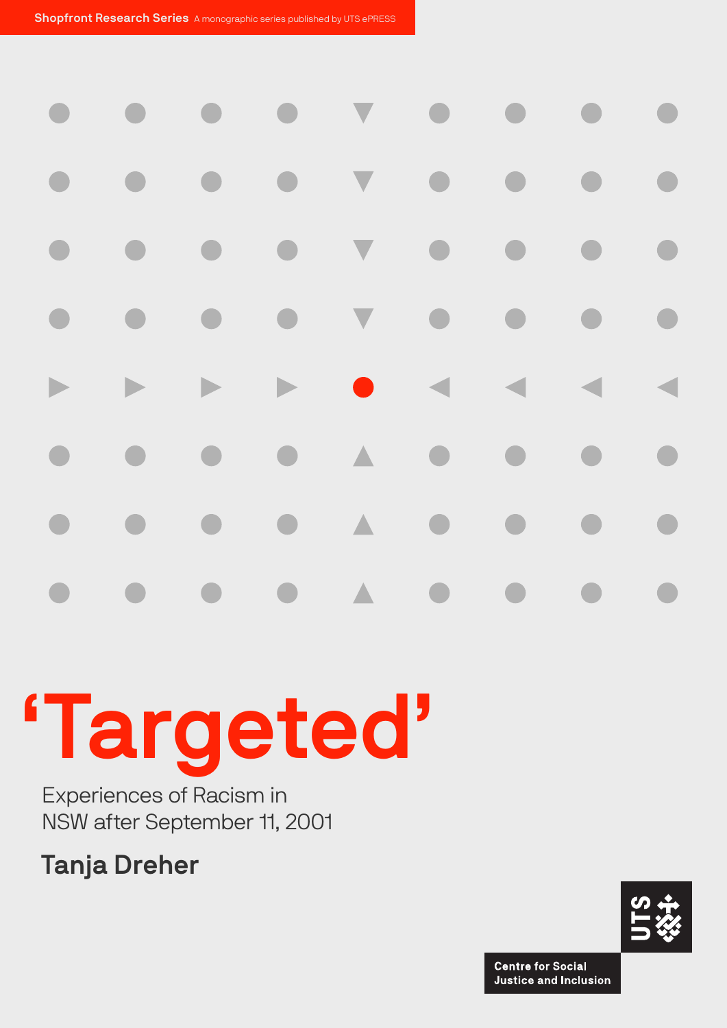**Shopfront Research Series** A monographic series published by UTS ePRESS

# 'Targeted'

## Experiences of Racism in NSW after September 11, 2001

**Tanja Dreher**

UTS

Centre for Social Justice and Inclusion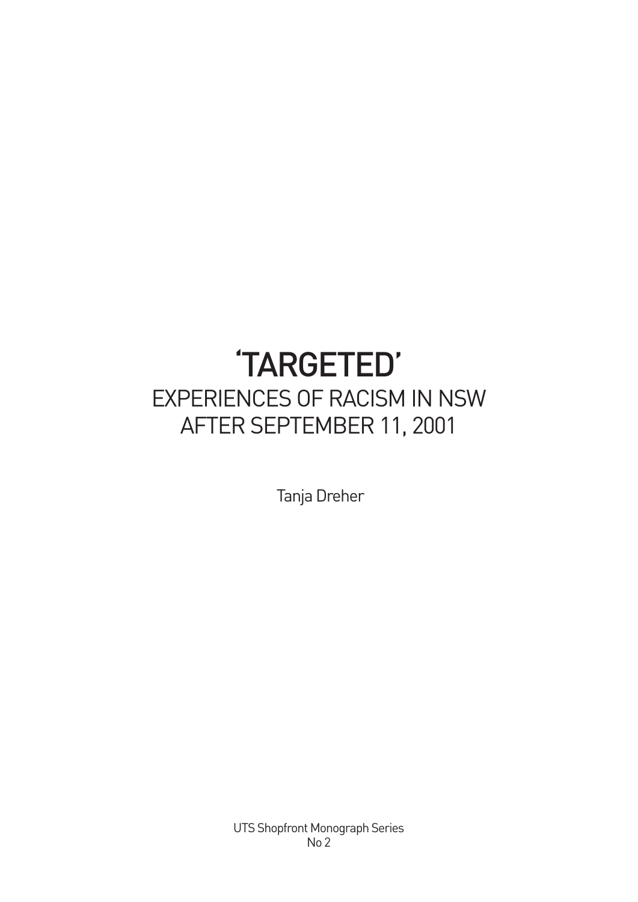# 'TARGETED'

## EXPERIENCES OF RACISM IN NSW AFTER SEPTEMBER 11, 2001

Tanja Dreher

UTS Shopfront Monograph Series
No 2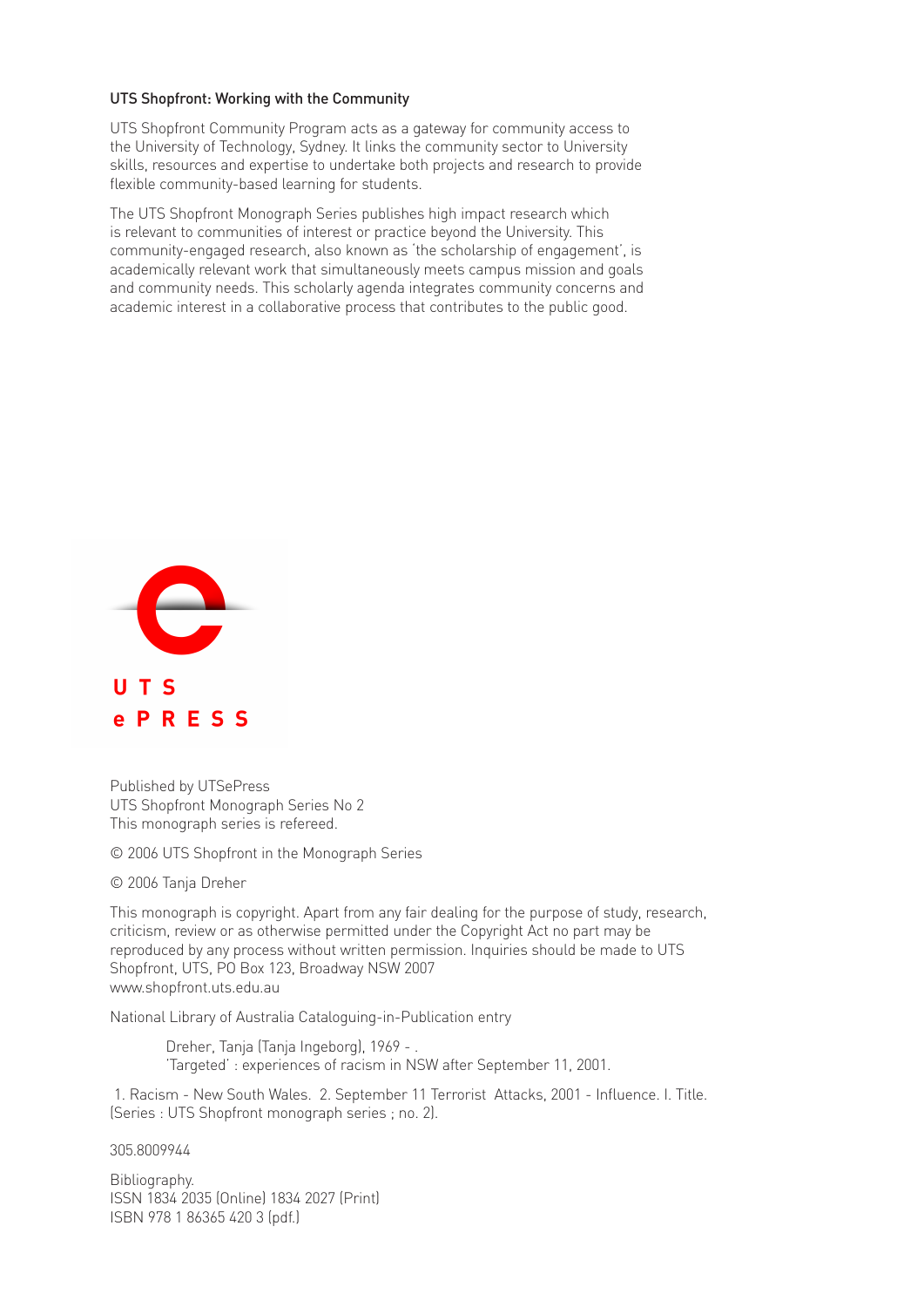**UTS Shopfront: Working with the Community**

UTS Shopfront Community Program acts as a gateway for community access to the University of Technology, Sydney. It links the community sector to University skills, resources and expertise to undertake both projects and research to provide flexible community-based learning for students.

The UTS Shopfront Monograph Series publishes high impact research which is relevant to communities of interest or practice beyond the University. This community-engaged research, also known as 'the scholarship of engagement', is academically relevant work that simultaneously meets campus mission and goals and community needs. This scholarly agenda integrates community concerns and academic interest in a collaborative process that contributes to the public good.

**UTS**
**ePRESS**

Published by UTSePress
UTS Shopfront Monograph Series No 2
This monograph series is refereed.

© 2006 UTS Shopfront in the Monograph Series

© 2006 Tanja Dreher

This monograph is copyright. Apart from any fair dealing for the purpose of study, research, criticism, review or as otherwise permitted under the Copyright Act no part may be reproduced by any process without written permission. Inquiries should be made to UTS Shopfront, UTS, PO Box 123, Broadway NSW 2007
www.shopfront.uts.edu.au

National Library of Australia Cataloguing-in-Publication entry

Dreher, Tanja (Tanja Ingeborg), 1969 - .
'Targeted' : experiences of racism in NSW after September 11, 2001.

1. Racism - New South Wales. 2. September 11 Terrorist Attacks, 2001 - Influence. I. Title. (Series : UTS Shopfront monograph series ; no. 2).

305.8009944

Bibliography.
ISSN 1834 2035 (Online) 1834 2027 (Print)
ISBN 978 1 86365 420 3 (pdf.)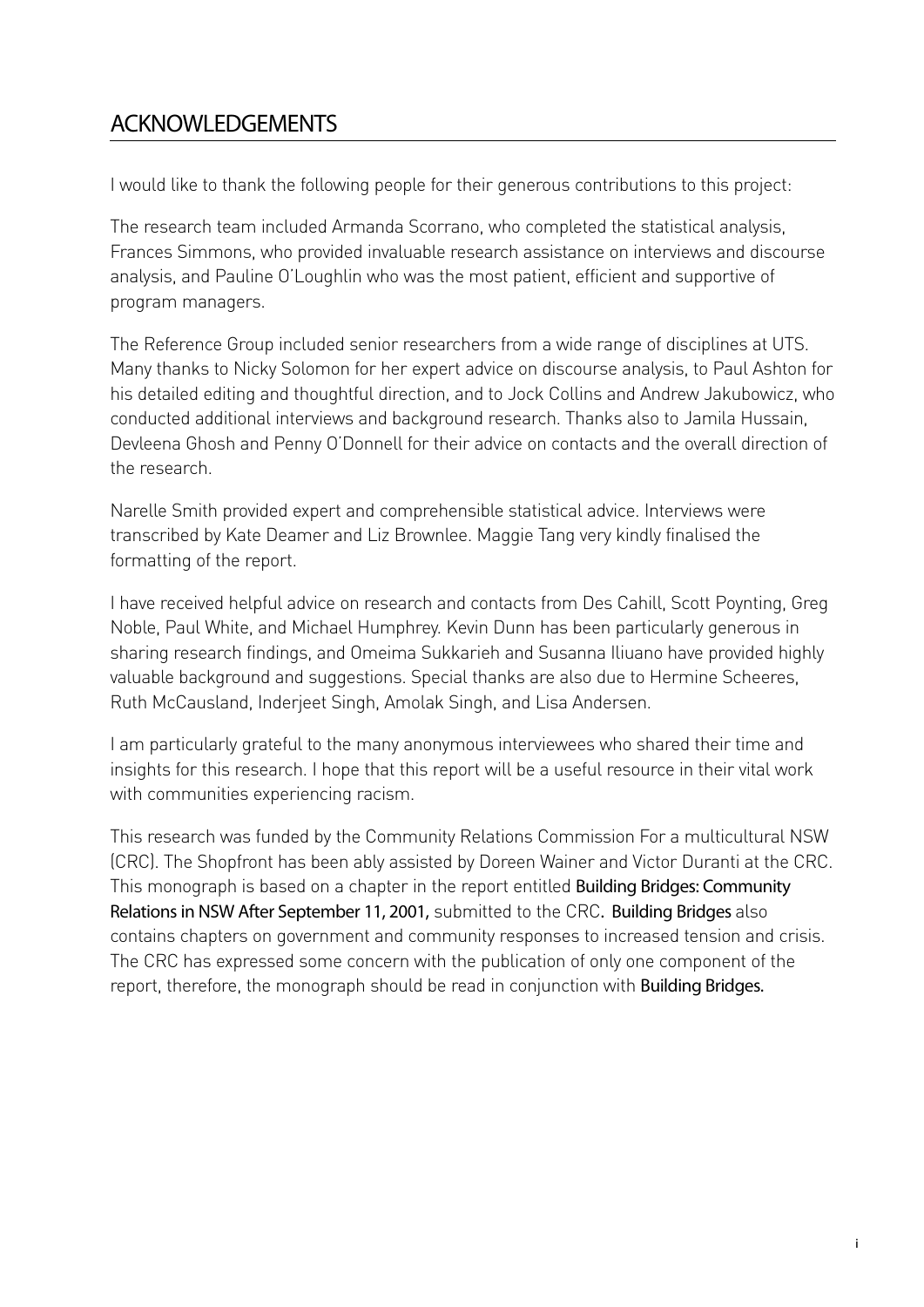## ACKNOWLEDGEMENTS

I would like to thank the following people for their generous contributions to this project:

The research team included Armanda Scorrano, who completed the statistical analysis, Frances Simmons, who provided invaluable research assistance on interviews and discourse analysis, and Pauline O'Loughlin who was the most patient, efficient and supportive of program managers.

The Reference Group included senior researchers from a wide range of disciplines at UTS. Many thanks to Nicky Solomon for her expert advice on discourse analysis, to Paul Ashton for his detailed editing and thoughtful direction, and to Jock Collins and Andrew Jakubowicz, who conducted additional interviews and background research. Thanks also to Jamila Hussain, Devleena Ghosh and Penny O'Donnell for their advice on contacts and the overall direction of the research.

Narelle Smith provided expert and comprehensible statistical advice. Interviews were transcribed by Kate Deamer and Liz Brownlee. Maggie Tang very kindly finalised the formatting of the report.

I have received helpful advice on research and contacts from Des Cahill, Scott Poynting, Greg Noble, Paul White, and Michael Humphrey. Kevin Dunn has been particularly generous in sharing research findings, and Omeima Sukkarieh and Susanna Iliuano have provided highly valuable background and suggestions. Special thanks are also due to Hermine Scheeres, Ruth McCausland, Inderjeet Singh, Amolak Singh, and Lisa Andersen.

I am particularly grateful to the many anonymous interviewees who shared their time and insights for this research. I hope that this report will be a useful resource in their vital work with communities experiencing racism.

This research was funded by the Community Relations Commission For a multicultural NSW (CRC). The Shopfront has been ably assisted by Doreen Wainer and Victor Duranti at the CRC. This monograph is based on a chapter in the report entitled **Building Bridges: Community Relations in NSW After September 11, 2001,** submitted to the CRC. **Building Bridges** also contains chapters on government and community responses to increased tension and crisis. The CRC has expressed some concern with the publication of only one component of the report, therefore, the monograph should be read in conjunction with **Building Bridges.**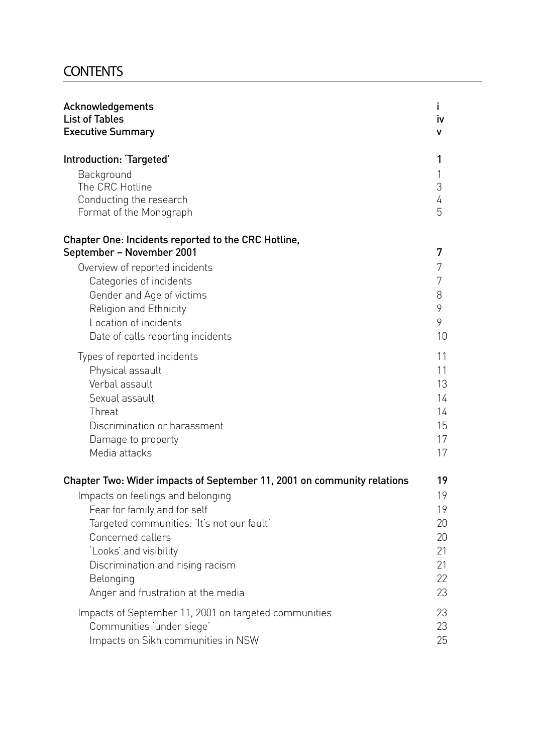# CONTENTS

| | |
|---|---|
| **Acknowledgements** | **i** |
| **List of Tables** | **iv** |
| **Executive Summary** | **v** |
| **Introduction: 'Targeted'** | **1** |
| Background | 1 |
| The CRC Hotline | 3 |
| Conducting the research | 4 |
| Format of the Monograph | 5 |
| **Chapter One: Incidents reported to the CRC Hotline, September – November 2001** | **7** |
| Overview of reported incidents | 7 |
| Categories of incidents | 7 |
| Gender and Age of victims | 8 |
| Religion and Ethnicity | 9 |
| Location of incidents | 9 |
| Date of calls reporting incidents | 10 |
| Types of reported incidents | 11 |
| Physical assault | 11 |
| Verbal assault | 13 |
| Sexual assault | 14 |
| Threat | 14 |
| Discrimination or harassment | 15 |
| Damage to property | 17 |
| Media attacks | 17 |
| **Chapter Two: Wider impacts of September 11, 2001 on community relations** | **19** |
| Impacts on feelings and belonging | 19 |
| Fear for family and for self | 19 |
| Targeted communities: 'It's not our fault' | 20 |
| Concerned callers | 20 |
| 'Looks' and visibility | 21 |
| Discrimination and rising racism | 21 |
| Belonging | 22 |
| Anger and frustration at the media | 23 |
| Impacts of September 11, 2001 on targeted communities | 23 |
| Communities 'under siege' | 23 |
| Impacts on Sikh communities in NSW | 25 |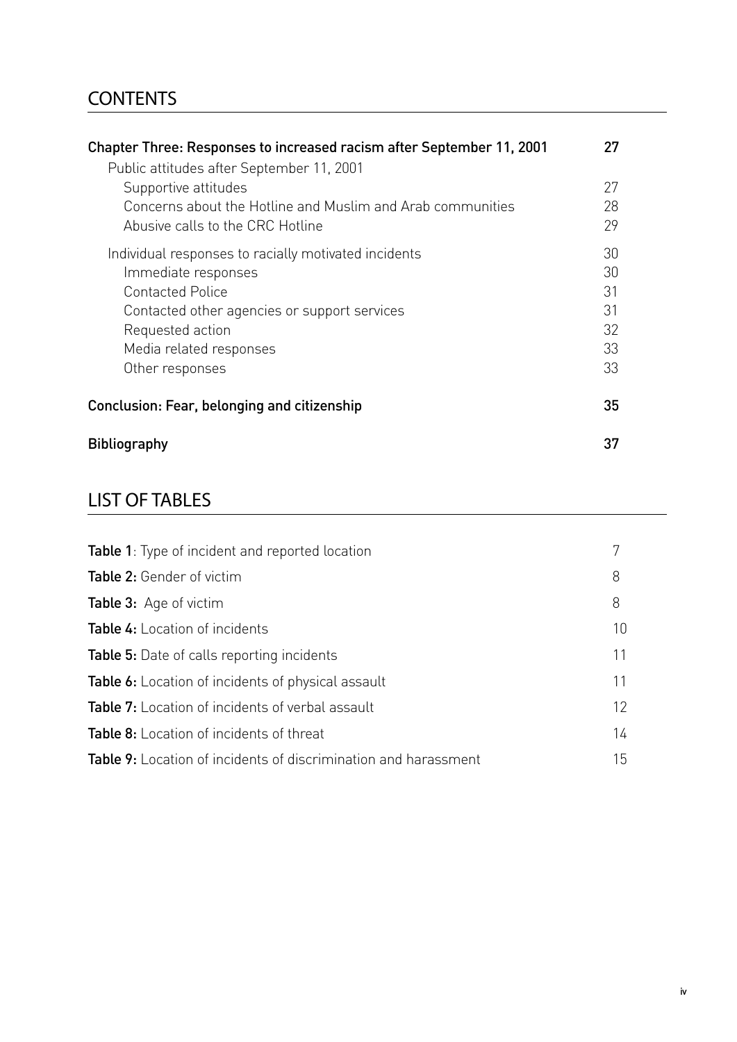## CONTENTS

| | |
|---|---|
| **Chapter Three: Responses to increased racism after September 11, 2001** | **27** |
| Public attitudes after September 11, 2001 | |
| Supportive attitudes | 27 |
| Concerns about the Hotline and Muslim and Arab communities | 28 |
| Abusive calls to the CRC Hotline | 29 |
| Individual responses to racially motivated incidents | 30 |
| Immediate responses | 30 |
| Contacted Police | 31 |
| Contacted other agencies or support services | 31 |
| Requested action | 32 |
| Media related responses | 33 |
| Other responses | 33 |
| **Conclusion: Fear, belonging and citizenship** | **35** |
| **Bibliography** | **37** |

## LIST OF TABLES

| | |
|---|---|
| **Table 1**: Type of incident and reported location | 7 |
| **Table 2:** Gender of victim | 8 |
| **Table 3:** Age of victim | 8 |
| **Table 4:** Location of incidents | 10 |
| **Table 5:** Date of calls reporting incidents | 11 |
| **Table 6:** Location of incidents of physical assault | 11 |
| **Table 7:** Location of incidents of verbal assault | 12 |
| **Table 8:** Location of incidents of threat | 14 |
| **Table 9:** Location of incidents of discrimination and harassment | 15 |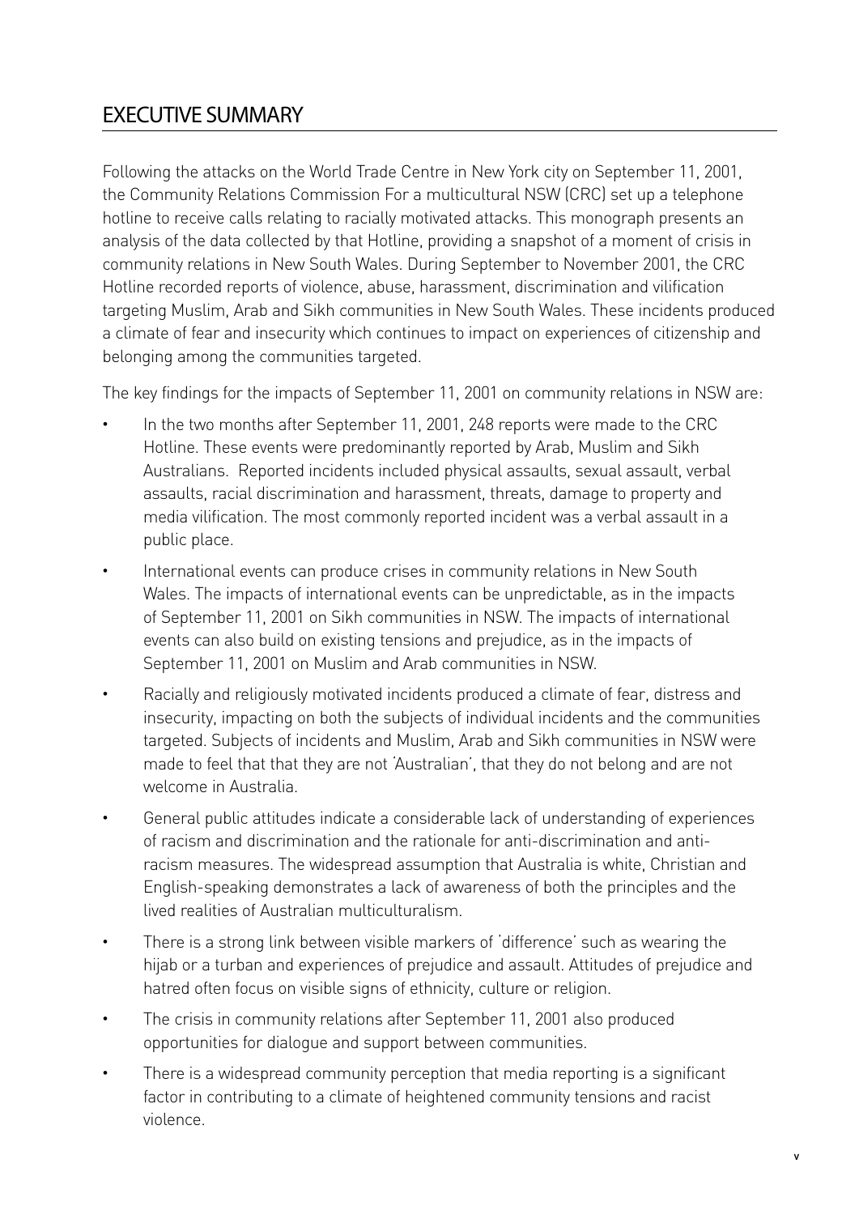# EXECUTIVE SUMMARY

Following the attacks on the World Trade Centre in New York city on September 11, 2001, the Community Relations Commission For a multicultural NSW (CRC) set up a telephone hotline to receive calls relating to racially motivated attacks. This monograph presents an analysis of the data collected by that Hotline, providing a snapshot of a moment of crisis in community relations in New South Wales. During September to November 2001, the CRC Hotline recorded reports of violence, abuse, harassment, discrimination and vilification targeting Muslim, Arab and Sikh communities in New South Wales. These incidents produced a climate of fear and insecurity which continues to impact on experiences of citizenship and belonging among the communities targeted.

The key findings for the impacts of September 11, 2001 on community relations in NSW are:

- In the two months after September 11, 2001, 248 reports were made to the CRC Hotline. These events were predominantly reported by Arab, Muslim and Sikh Australians. Reported incidents included physical assaults, sexual assault, verbal assaults, racial discrimination and harassment, threats, damage to property and media vilification. The most commonly reported incident was a verbal assault in a public place.
- International events can produce crises in community relations in New South Wales. The impacts of international events can be unpredictable, as in the impacts of September 11, 2001 on Sikh communities in NSW. The impacts of international events can also build on existing tensions and prejudice, as in the impacts of September 11, 2001 on Muslim and Arab communities in NSW.
- Racially and religiously motivated incidents produced a climate of fear, distress and insecurity, impacting on both the subjects of individual incidents and the communities targeted. Subjects of incidents and Muslim, Arab and Sikh communities in NSW were made to feel that that they are not 'Australian', that they do not belong and are not welcome in Australia.
- General public attitudes indicate a considerable lack of understanding of experiences of racism and discrimination and the rationale for anti-discrimination and anti-racism measures. The widespread assumption that Australia is white, Christian and English-speaking demonstrates a lack of awareness of both the principles and the lived realities of Australian multiculturalism.
- There is a strong link between visible markers of 'difference' such as wearing the hijab or a turban and experiences of prejudice and assault. Attitudes of prejudice and hatred often focus on visible signs of ethnicity, culture or religion.
- The crisis in community relations after September 11, 2001 also produced opportunities for dialogue and support between communities.
- There is a widespread community perception that media reporting is a significant factor in contributing to a climate of heightened community tensions and racist violence.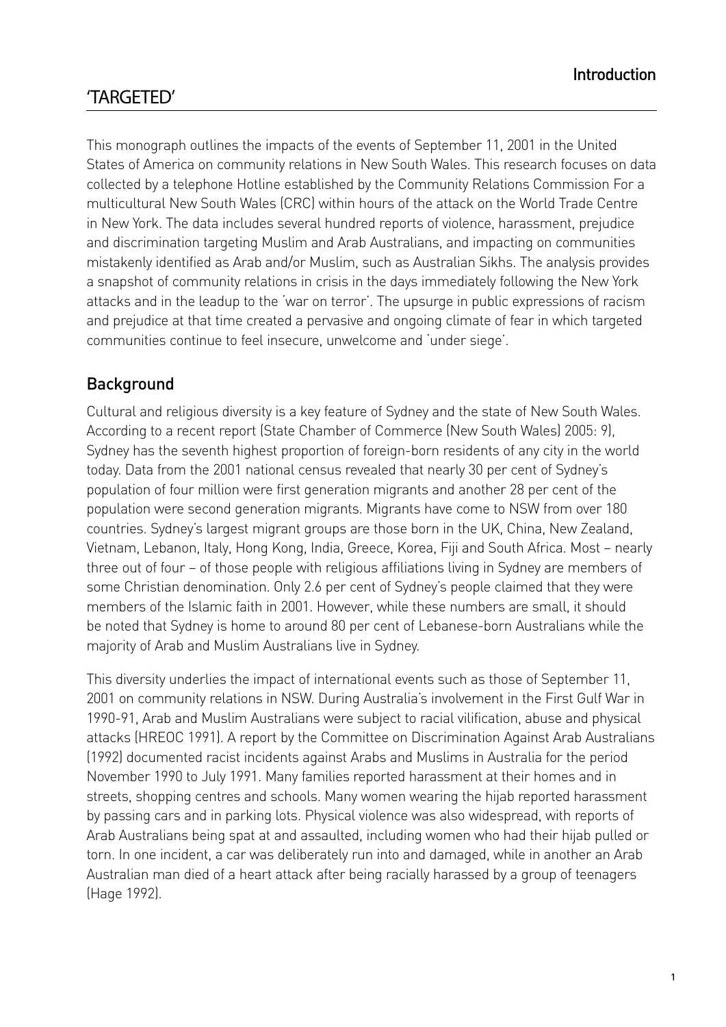# 'TARGETED'

This monograph outlines the impacts of the events of September 11, 2001 in the United States of America on community relations in New South Wales. This research focuses on data collected by a telephone Hotline established by the Community Relations Commission For a multicultural New South Wales (CRC) within hours of the attack on the World Trade Centre in New York. The data includes several hundred reports of violence, harassment, prejudice and discrimination targeting Muslim and Arab Australians, and impacting on communities mistakenly identified as Arab and/or Muslim, such as Australian Sikhs. The analysis provides a snapshot of community relations in crisis in the days immediately following the New York attacks and in the leadup to the 'war on terror'. The upsurge in public expressions of racism and prejudice at that time created a pervasive and ongoing climate of fear in which targeted communities continue to feel insecure, unwelcome and 'under siege'.

## Background

Cultural and religious diversity is a key feature of Sydney and the state of New South Wales. According to a recent report (State Chamber of Commerce (New South Wales) 2005: 9), Sydney has the seventh highest proportion of foreign-born residents of any city in the world today. Data from the 2001 national census revealed that nearly 30 per cent of Sydney's population of four million were first generation migrants and another 28 per cent of the population were second generation migrants. Migrants have come to NSW from over 180 countries. Sydney's largest migrant groups are those born in the UK, China, New Zealand, Vietnam, Lebanon, Italy, Hong Kong, India, Greece, Korea, Fiji and South Africa. Most – nearly three out of four – of those people with religious affiliations living in Sydney are members of some Christian denomination. Only 2.6 per cent of Sydney's people claimed that they were members of the Islamic faith in 2001. However, while these numbers are small, it should be noted that Sydney is home to around 80 per cent of Lebanese-born Australians while the majority of Arab and Muslim Australians live in Sydney.

This diversity underlies the impact of international events such as those of September 11, 2001 on community relations in NSW. During Australia's involvement in the First Gulf War in 1990-91, Arab and Muslim Australians were subject to racial vilification, abuse and physical attacks (HREOC 1991). A report by the Committee on Discrimination Against Arab Australians (1992) documented racist incidents against Arabs and Muslims in Australia for the period November 1990 to July 1991. Many families reported harassment at their homes and in streets, shopping centres and schools. Many women wearing the hijab reported harassment by passing cars and in parking lots. Physical violence was also widespread, with reports of Arab Australians being spat at and assaulted, including women who had their hijab pulled or torn. In one incident, a car was deliberately run into and damaged, while in another an Arab Australian man died of a heart attack after being racially harassed by a group of teenagers (Hage 1992).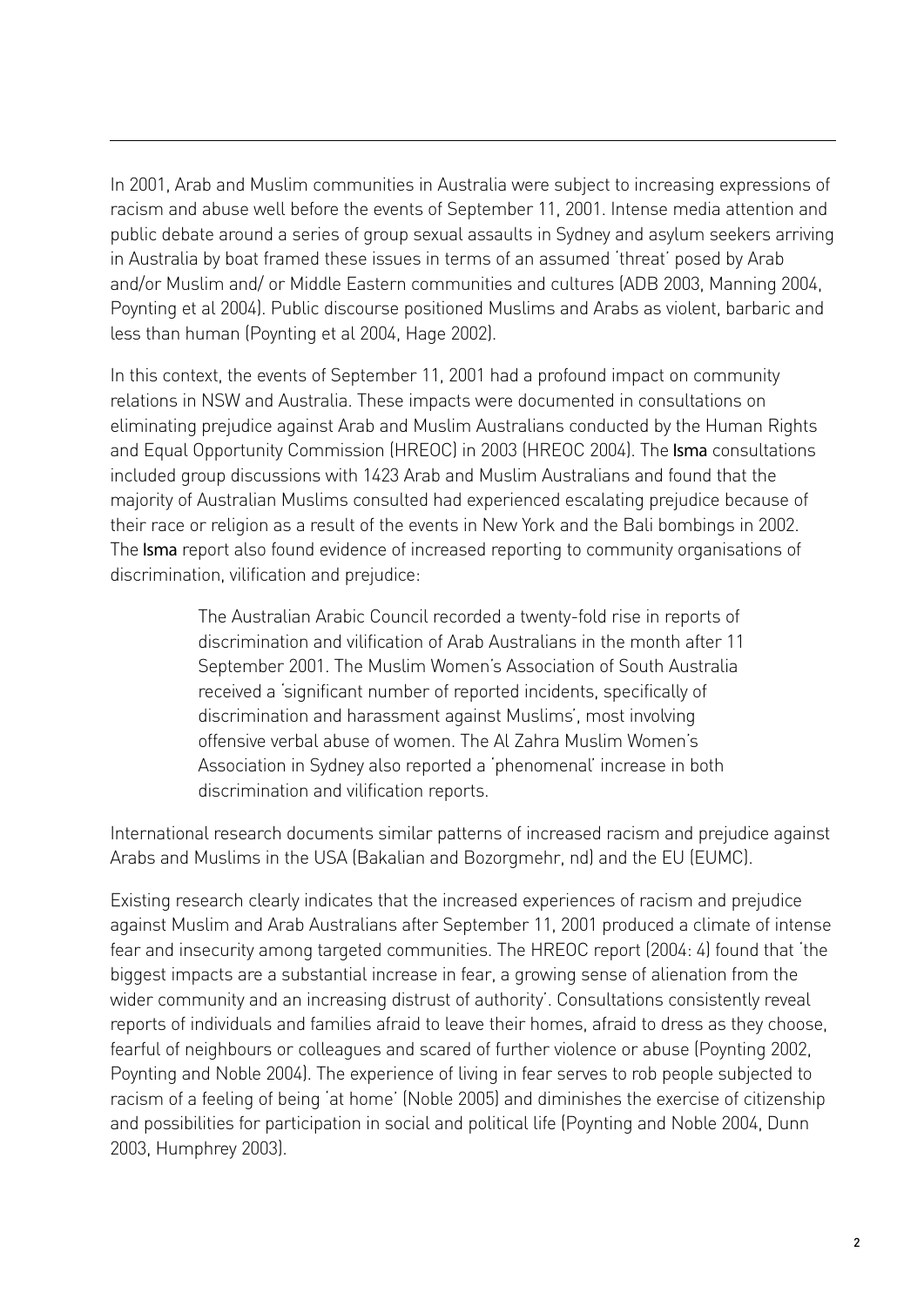In 2001, Arab and Muslim communities in Australia were subject to increasing expressions of racism and abuse well before the events of September 11, 2001. Intense media attention and public debate around a series of group sexual assaults in Sydney and asylum seekers arriving in Australia by boat framed these issues in terms of an assumed 'threat' posed by Arab and/or Muslim and/ or Middle Eastern communities and cultures (ADB 2003, Manning 2004, Poynting et al 2004). Public discourse positioned Muslims and Arabs as violent, barbaric and less than human (Poynting et al 2004, Hage 2002).

In this context, the events of September 11, 2001 had a profound impact on community relations in NSW and Australia. These impacts were documented in consultations on eliminating prejudice against Arab and Muslim Australians conducted by the Human Rights and Equal Opportunity Commission (HREOC) in 2003 (HREOC 2004). The Isma consultations included group discussions with 1423 Arab and Muslim Australians and found that the majority of Australian Muslims consulted had experienced escalating prejudice because of their race or religion as a result of the events in New York and the Bali bombings in 2002. The Isma report also found evidence of increased reporting to community organisations of discrimination, vilification and prejudice:

> The Australian Arabic Council recorded a twenty-fold rise in reports of discrimination and vilification of Arab Australians in the month after 11 September 2001. The Muslim Women's Association of South Australia received a 'significant number of reported incidents, specifically of discrimination and harassment against Muslims', most involving offensive verbal abuse of women. The Al Zahra Muslim Women's Association in Sydney also reported a 'phenomenal' increase in both discrimination and vilification reports.

International research documents similar patterns of increased racism and prejudice against Arabs and Muslims in the USA (Bakalian and Bozorgmehr, nd) and the EU (EUMC).

Existing research clearly indicates that the increased experiences of racism and prejudice against Muslim and Arab Australians after September 11, 2001 produced a climate of intense fear and insecurity among targeted communities. The HREOC report (2004: 4) found that 'the biggest impacts are a substantial increase in fear, a growing sense of alienation from the wider community and an increasing distrust of authority'. Consultations consistently reveal reports of individuals and families afraid to leave their homes, afraid to dress as they choose, fearful of neighbours or colleagues and scared of further violence or abuse (Poynting 2002, Poynting and Noble 2004). The experience of living in fear serves to rob people subjected to racism of a feeling of being 'at home' (Noble 2005) and diminishes the exercise of citizenship and possibilities for participation in social and political life (Poynting and Noble 2004, Dunn 2003, Humphrey 2003).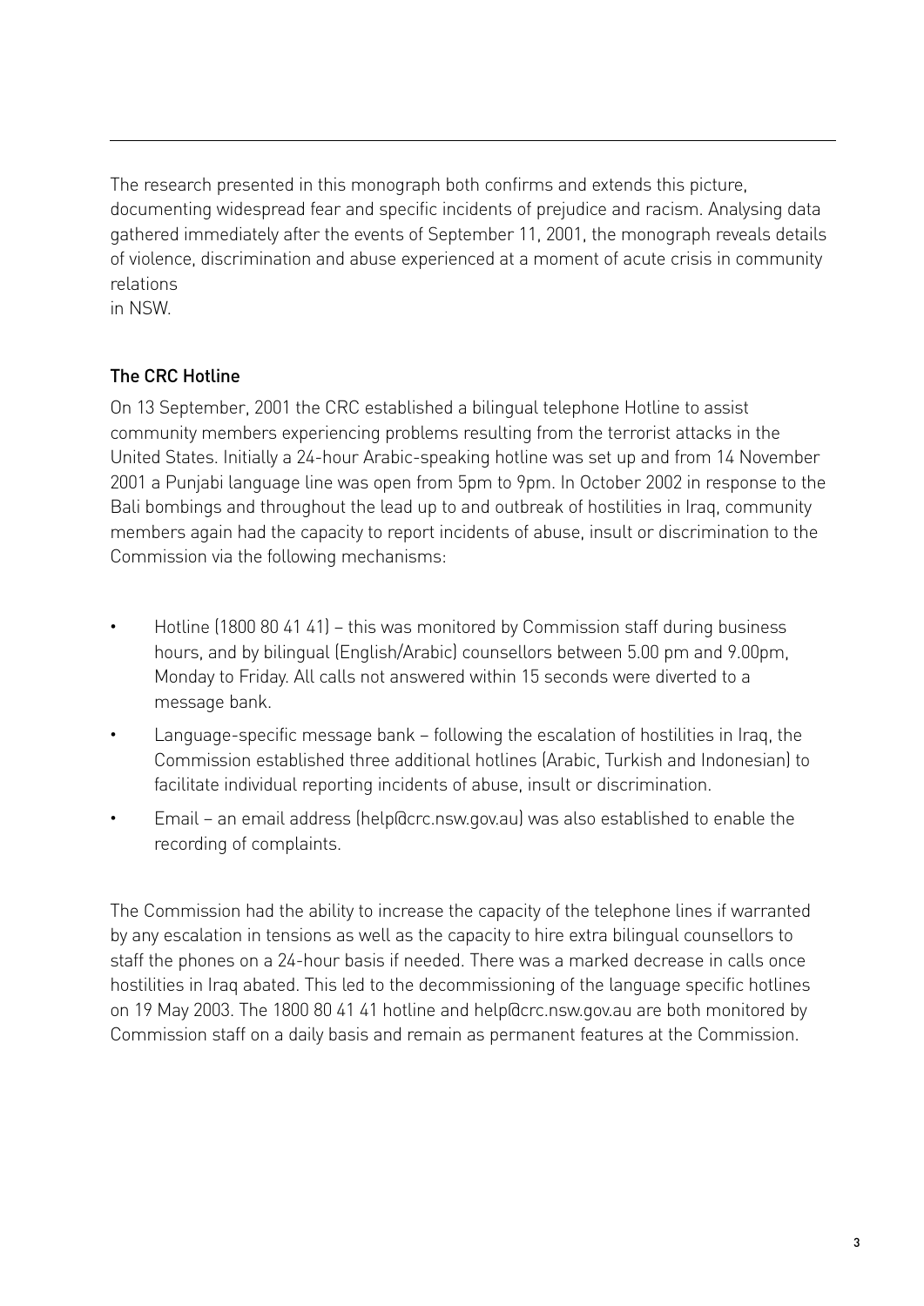The research presented in this monograph both confirms and extends this picture, documenting widespread fear and specific incidents of prejudice and racism. Analysing data gathered immediately after the events of September 11, 2001, the monograph reveals details of violence, discrimination and abuse experienced at a moment of acute crisis in community relations
in NSW.

### The CRC Hotline

On 13 September, 2001 the CRC established a bilingual telephone Hotline to assist community members experiencing problems resulting from the terrorist attacks in the United States. Initially a 24-hour Arabic-speaking hotline was set up and from 14 November 2001 a Punjabi language line was open from 5pm to 9pm. In October 2002 in response to the Bali bombings and throughout the lead up to and outbreak of hostilities in Iraq, community members again had the capacity to report incidents of abuse, insult or discrimination to the Commission via the following mechanisms:

- Hotline (1800 80 41 41) – this was monitored by Commission staff during business hours, and by bilingual (English/Arabic) counsellors between 5.00 pm and 9.00pm, Monday to Friday. All calls not answered within 15 seconds were diverted to a message bank.
- Language-specific message bank – following the escalation of hostilities in Iraq, the Commission established three additional hotlines (Arabic, Turkish and Indonesian) to facilitate individual reporting incidents of abuse, insult or discrimination.
- Email – an email address (help@crc.nsw.gov.au) was also established to enable the recording of complaints.

The Commission had the ability to increase the capacity of the telephone lines if warranted by any escalation in tensions as well as the capacity to hire extra bilingual counsellors to staff the phones on a 24-hour basis if needed. There was a marked decrease in calls once hostilities in Iraq abated. This led to the decommissioning of the language specific hotlines on 19 May 2003. The 1800 80 41 41 hotline and help@crc.nsw.gov.au are both monitored by Commission staff on a daily basis and remain as permanent features at the Commission.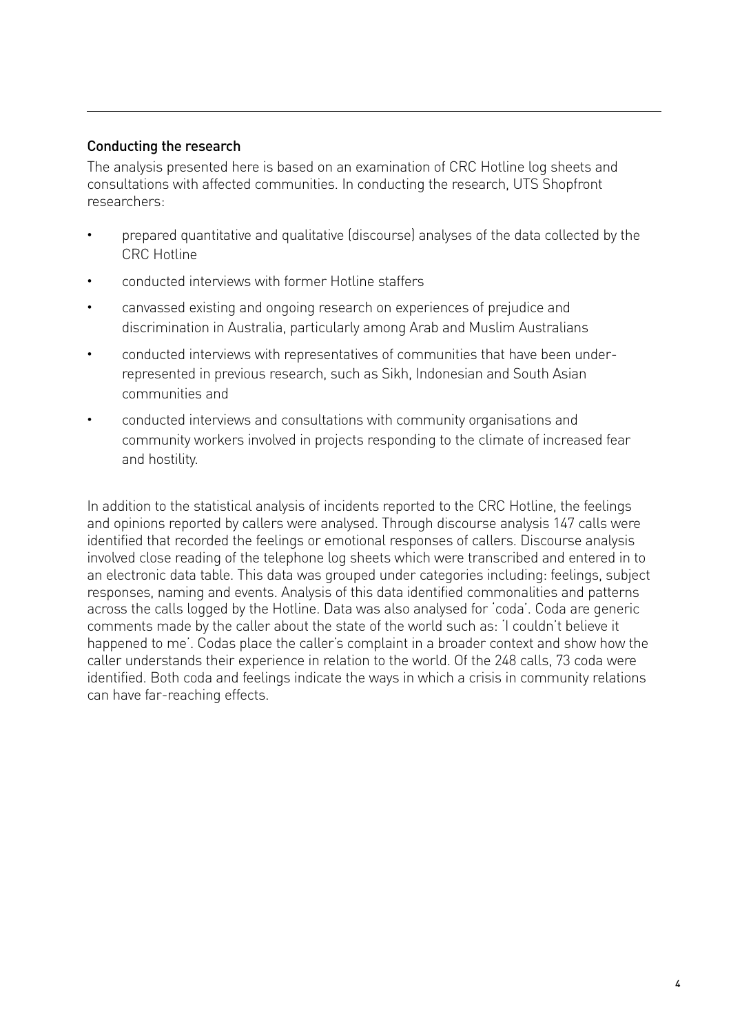## Conducting the research

The analysis presented here is based on an examination of CRC Hotline log sheets and consultations with affected communities. In conducting the research, UTS Shopfront researchers:

- prepared quantitative and qualitative (discourse) analyses of the data collected by the CRC Hotline
- conducted interviews with former Hotline staffers
- canvassed existing and ongoing research on experiences of prejudice and discrimination in Australia, particularly among Arab and Muslim Australians
- conducted interviews with representatives of communities that have been under-represented in previous research, such as Sikh, Indonesian and South Asian communities and
- conducted interviews and consultations with community organisations and community workers involved in projects responding to the climate of increased fear and hostility.

In addition to the statistical analysis of incidents reported to the CRC Hotline, the feelings and opinions reported by callers were analysed. Through discourse analysis 147 calls were identified that recorded the feelings or emotional responses of callers. Discourse analysis involved close reading of the telephone log sheets which were transcribed and entered in to an electronic data table. This data was grouped under categories including: feelings, subject responses, naming and events. Analysis of this data identified commonalities and patterns across the calls logged by the Hotline. Data was also analysed for 'coda'. Coda are generic comments made by the caller about the state of the world such as: 'I couldn't believe it happened to me'. Codas place the caller's complaint in a broader context and show how the caller understands their experience in relation to the world. Of the 248 calls, 73 coda were identified. Both coda and feelings indicate the ways in which a crisis in community relations can have far-reaching effects.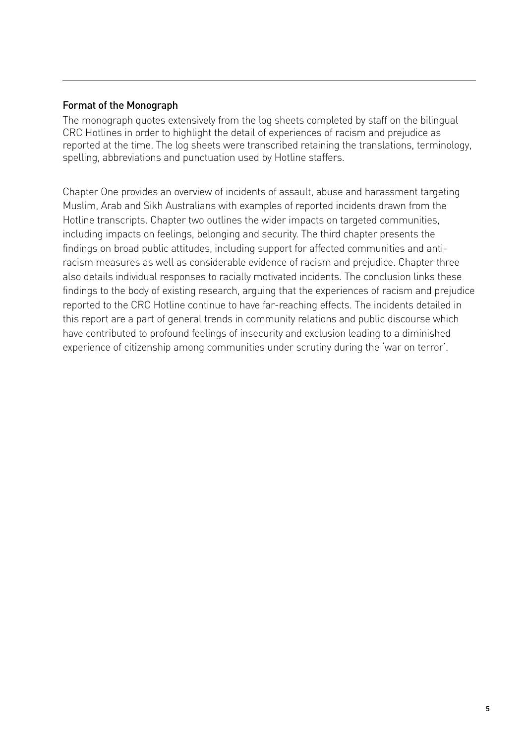### Format of the Monograph

The monograph quotes extensively from the log sheets completed by staff on the bilingual CRC Hotlines in order to highlight the detail of experiences of racism and prejudice as reported at the time. The log sheets were transcribed retaining the translations, terminology, spelling, abbreviations and punctuation used by Hotline staffers.

Chapter One provides an overview of incidents of assault, abuse and harassment targeting Muslim, Arab and Sikh Australians with examples of reported incidents drawn from the Hotline transcripts. Chapter two outlines the wider impacts on targeted communities, including impacts on feelings, belonging and security. The third chapter presents the findings on broad public attitudes, including support for affected communities and anti-racism measures as well as considerable evidence of racism and prejudice. Chapter three also details individual responses to racially motivated incidents. The conclusion links these findings to the body of existing research, arguing that the experiences of racism and prejudice reported to the CRC Hotline continue to have far-reaching effects. The incidents detailed in this report are a part of general trends in community relations and public discourse which have contributed to profound feelings of insecurity and exclusion leading to a diminished experience of citizenship among communities under scrutiny during the 'war on terror'.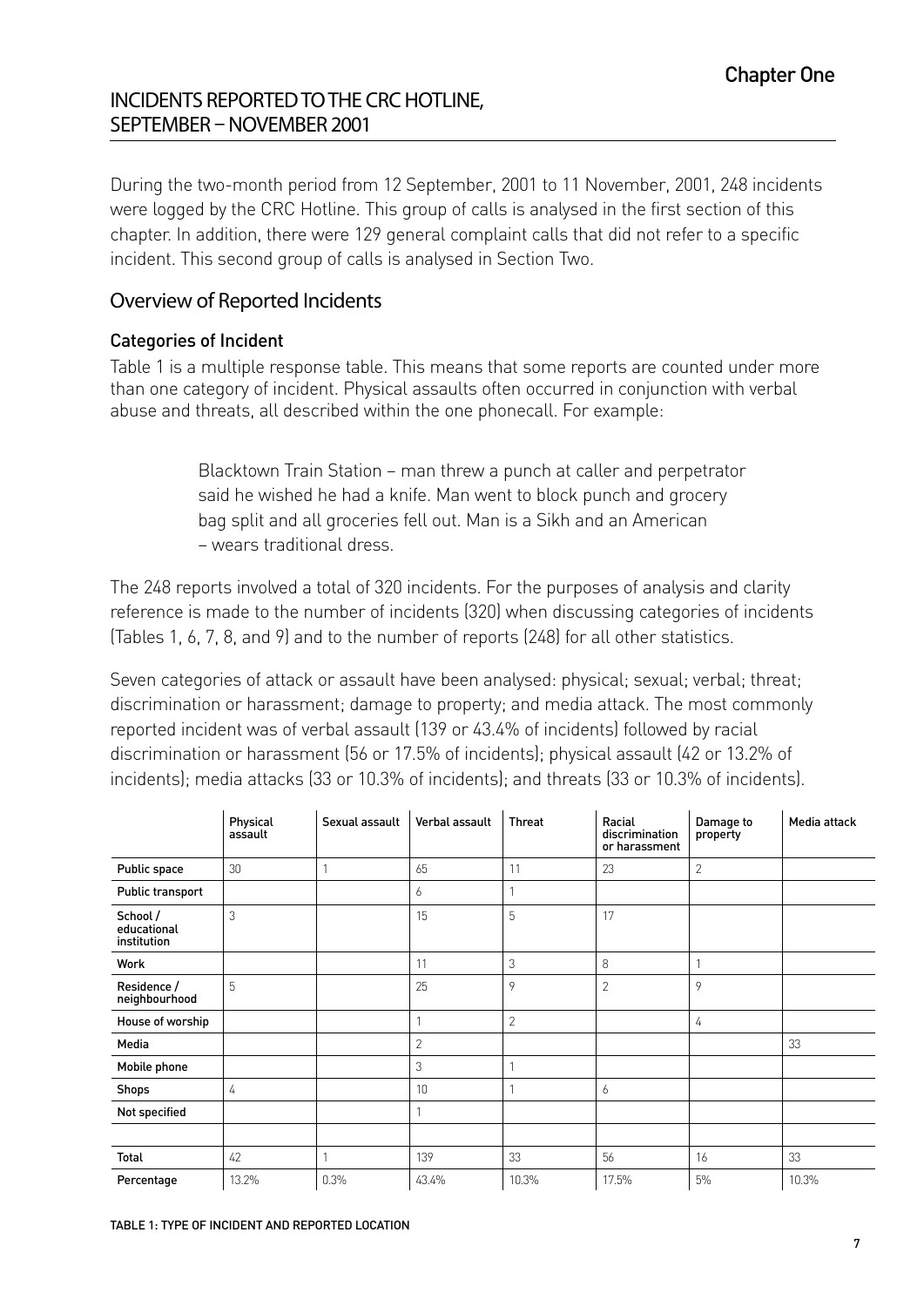## INCIDENTS REPORTED TO THE CRC HOTLINE, SEPTEMBER – NOVEMBER 2001

During the two-month period from 12 September, 2001 to 11 November, 2001, 248 incidents were logged by the CRC Hotline. This group of calls is analysed in the first section of this chapter. In addition, there were 129 general complaint calls that did not refer to a specific incident. This second group of calls is analysed in Section Two.

### Overview of Reported Incidents

#### Categories of Incident

Table 1 is a multiple response table. This means that some reports are counted under more than one category of incident. Physical assaults often occurred in conjunction with verbal abuse and threats, all described within the one phonecall. For example:

> Blacktown Train Station – man threw a punch at caller and perpetrator said he wished he had a knife. Man went to block punch and grocery bag split and all groceries fell out. Man is a Sikh and an American – wears traditional dress.

The 248 reports involved a total of 320 incidents. For the purposes of analysis and clarity reference is made to the number of incidents (320) when discussing categories of incidents (Tables 1, 6, 7, 8, and 9) and to the number of reports (248) for all other statistics.

Seven categories of attack or assault have been analysed: physical; sexual; verbal; threat; discrimination or harassment; damage to property; and media attack. The most commonly reported incident was of verbal assault (139 or 43.4% of incidents) followed by racial discrimination or harassment (56 or 17.5% of incidents); physical assault (42 or 13.2% of incidents); media attacks (33 or 10.3% of incidents); and threats (33 or 10.3% of incidents).

| | Physical assault | Sexual assault | Verbal assault | Threat | Racial discrimination or harassment | Damage to property | Media attack |
|---|---|---|---|---|---|---|---|
| Public space | 30 | 1 | 65 | 11 | 23 | 2 | |
| Public transport | | | 6 | 1 | | | |
| School / educational institution | 3 | | 15 | 5 | 17 | | |
| Work | | | 11 | 3 | 8 | 1 | |
| Residence / neighbourhood | 5 | | 25 | 9 | 2 | 9 | |
| House of worship | | | 1 | 2 | | 4 | |
| Media | | | 2 | | | | 33 |
| Mobile phone | | | 3 | 1 | | | |
| Shops | 4 | | 10 | 1 | 6 | | |
| Not specified | | | 1 | | | | |
| | | | | | | | |
| Total | 42 | 1 | 139 | 33 | 56 | 16 | 33 |
| Percentage | 13.2% | 0.3% | 43.4% | 10.3% | 17.5% | 5% | 10.3% |

TABLE 1: TYPE OF INCIDENT AND REPORTED LOCATION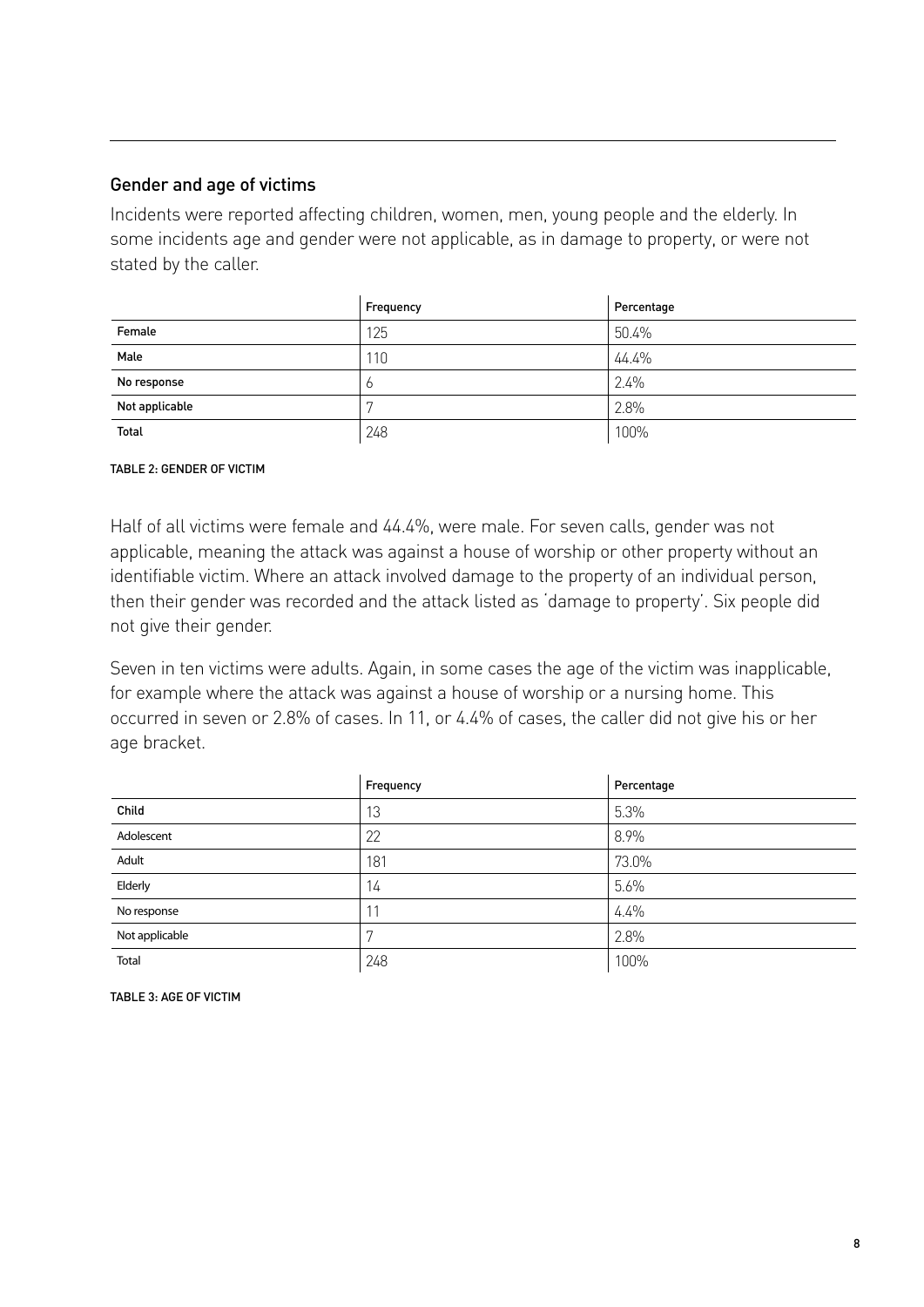## Gender and age of victims

Incidents were reported affecting children, women, men, young people and the elderly. In some incidents age and gender were not applicable, as in damage to property, or were not stated by the caller.

| | Frequency | Percentage |
|---|---|---|
| Female | 125 | 50.4% |
| Male | 110 | 44.4% |
| No response | 6 | 2.4% |
| Not applicable | 7 | 2.8% |
| Total | 248 | 100% |

TABLE 2: GENDER OF VICTIM

Half of all victims were female and 44.4%, were male. For seven calls, gender was not applicable, meaning the attack was against a house of worship or other property without an identifiable victim. Where an attack involved damage to the property of an individual person, then their gender was recorded and the attack listed as 'damage to property'. Six people did not give their gender.

Seven in ten victims were adults. Again, in some cases the age of the victim was inapplicable, for example where the attack was against a house of worship or a nursing home. This occurred in seven or 2.8% of cases. In 11, or 4.4% of cases, the caller did not give his or her age bracket.

| | Frequency | Percentage |
|---|---|---|
| Child | 13 | 5.3% |
| Adolescent | 22 | 8.9% |
| Adult | 181 | 73.0% |
| Elderly | 14 | 5.6% |
| No response | 11 | 4.4% |
| Not applicable | 7 | 2.8% |
| Total | 248 | 100% |

TABLE 3: AGE OF VICTIM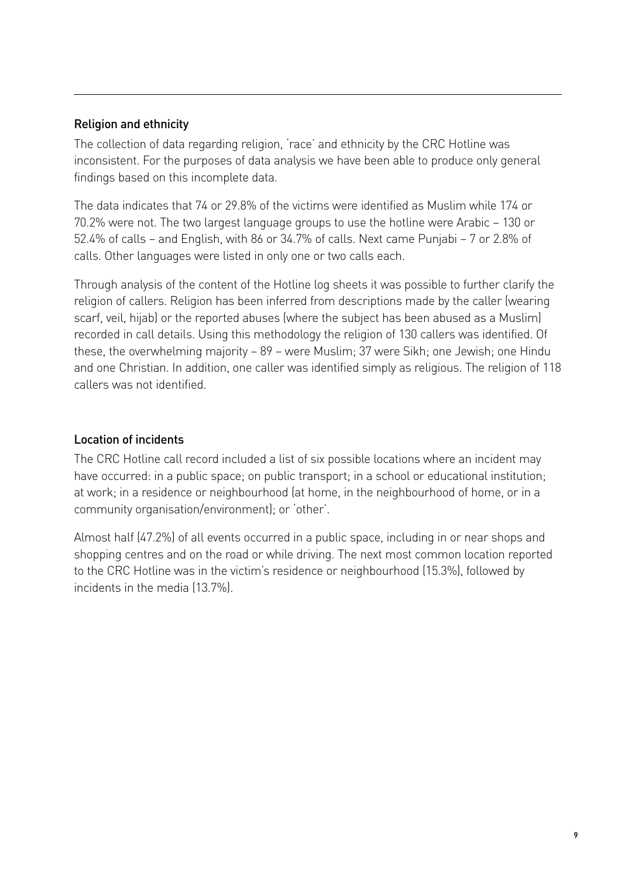## Religion and ethnicity

The collection of data regarding religion, 'race' and ethnicity by the CRC Hotline was inconsistent. For the purposes of data analysis we have been able to produce only general findings based on this incomplete data.

The data indicates that 74 or 29.8% of the victims were identified as Muslim while 174 or 70.2% were not. The two largest language groups to use the hotline were Arabic – 130 or 52.4% of calls – and English, with 86 or 34.7% of calls. Next came Punjabi – 7 or 2.8% of calls. Other languages were listed in only one or two calls each.

Through analysis of the content of the Hotline log sheets it was possible to further clarify the religion of callers. Religion has been inferred from descriptions made by the caller (wearing scarf, veil, hijab) or the reported abuses (where the subject has been abused as a Muslim) recorded in call details. Using this methodology the religion of 130 callers was identified. Of these, the overwhelming majority – 89 – were Muslim; 37 were Sikh; one Jewish; one Hindu and one Christian. In addition, one caller was identified simply as religious. The religion of 118 callers was not identified.

## Location of incidents

The CRC Hotline call record included a list of six possible locations where an incident may have occurred: in a public space; on public transport; in a school or educational institution; at work; in a residence or neighbourhood (at home, in the neighbourhood of home, or in a community organisation/environment); or 'other'.

Almost half (47.2%) of all events occurred in a public space, including in or near shops and shopping centres and on the road or while driving. The next most common location reported to the CRC Hotline was in the victim's residence or neighbourhood (15.3%), followed by incidents in the media (13.7%).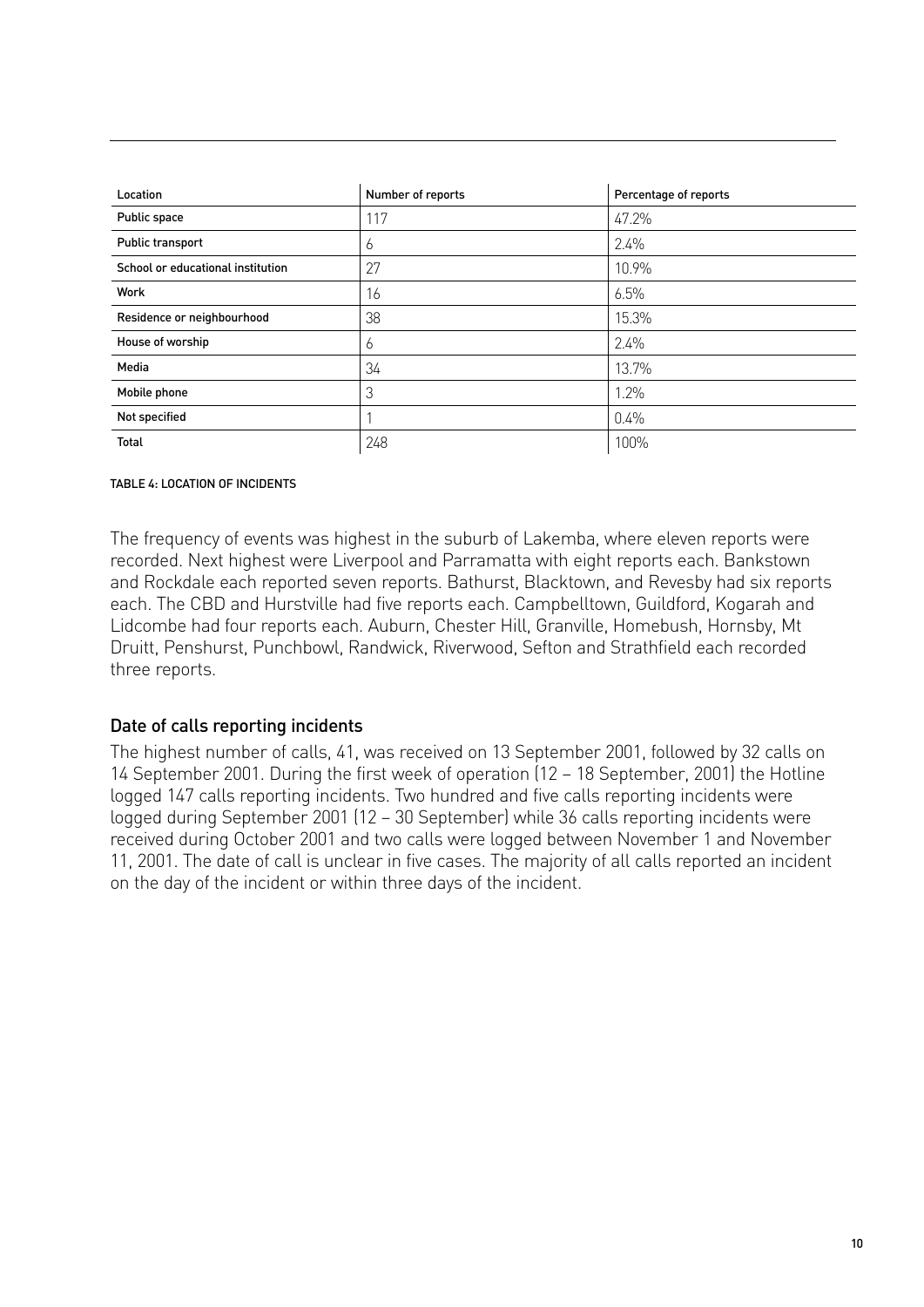| Location | Number of reports | Percentage of reports |
| --- | --- | --- |
| Public space | 117 | 47.2% |
| Public transport | 6 | 2.4% |
| School or educational institution | 27 | 10.9% |
| Work | 16 | 6.5% |
| Residence or neighbourhood | 38 | 15.3% |
| House of worship | 6 | 2.4% |
| Media | 34 | 13.7% |
| Mobile phone | 3 | 1.2% |
| Not specified | 1 | 0.4% |
| Total | 248 | 100% |

TABLE 4: LOCATION OF INCIDENTS

The frequency of events was highest in the suburb of Lakemba, where eleven reports were recorded. Next highest were Liverpool and Parramatta with eight reports each. Bankstown and Rockdale each reported seven reports. Bathurst, Blacktown, and Revesby had six reports each. The CBD and Hurstville had five reports each. Campbelltown, Guildford, Kogarah and Lidcombe had four reports each. Auburn, Chester Hill, Granville, Homebush, Hornsby, Mt Druitt, Penshurst, Punchbowl, Randwick, Riverwood, Sefton and Strathfield each recorded three reports.

## Date of calls reporting incidents

The highest number of calls, 41, was received on 13 September 2001, followed by 32 calls on 14 September 2001. During the first week of operation (12 – 18 September, 2001) the Hotline logged 147 calls reporting incidents. Two hundred and five calls reporting incidents were logged during September 2001 (12 – 30 September) while 36 calls reporting incidents were received during October 2001 and two calls were logged between November 1 and November 11, 2001. The date of call is unclear in five cases. The majority of all calls reported an incident on the day of the incident or within three days of the incident.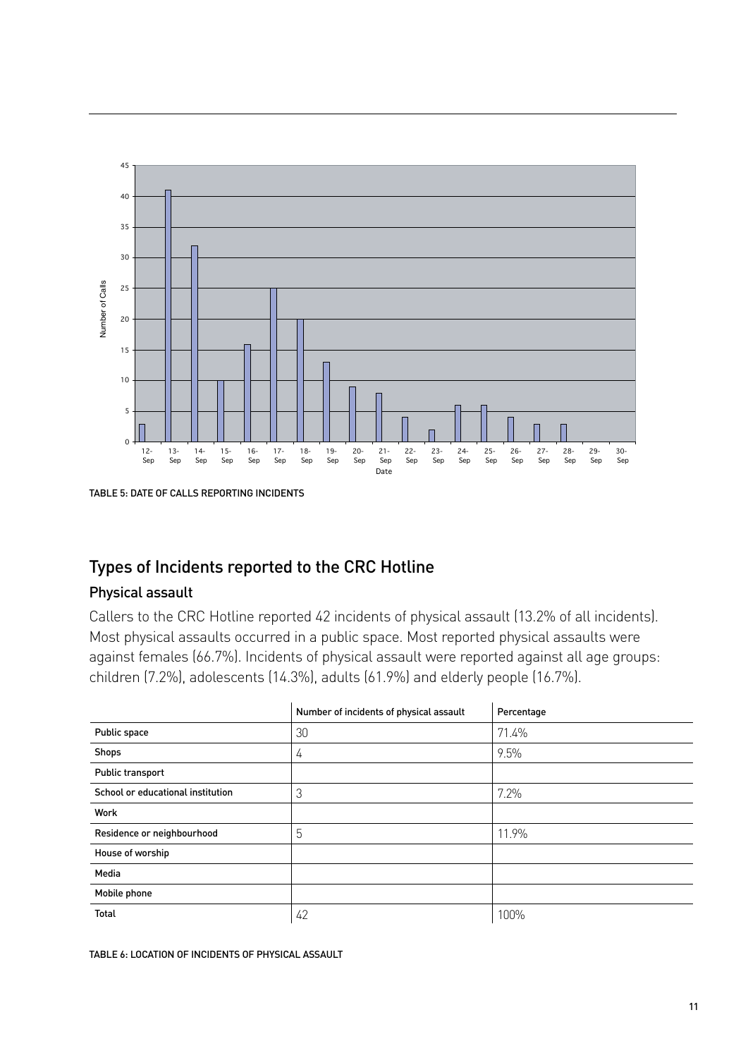TABLE 5: DATE OF CALLS REPORTING INCIDENTS

## Types of Incidents reported to the CRC Hotline

### Physical assault

Callers to the CRC Hotline reported 42 incidents of physical assault (13.2% of all incidents). Most physical assaults occurred in a public space. Most reported physical assaults were against females (66.7%). Incidents of physical assault were reported against all age groups: children (7.2%), adolescents (14.3%), adults (61.9%) and elderly people (16.7%).

| | Number of incidents of physical assault | Percentage |
|---|---|---|
| Public space | 30 | 71.4% |
| Shops | 4 | 9.5% |
| Public transport | | |
| School or educational institution | 3 | 7.2% |
| Work | | |
| Residence or neighbourhood | 5 | 11.9% |
| House of worship | | |
| Media | | |
| Mobile phone | | |
| Total | 42 | 100% |

TABLE 6: LOCATION OF INCIDENTS OF PHYSICAL ASSAULT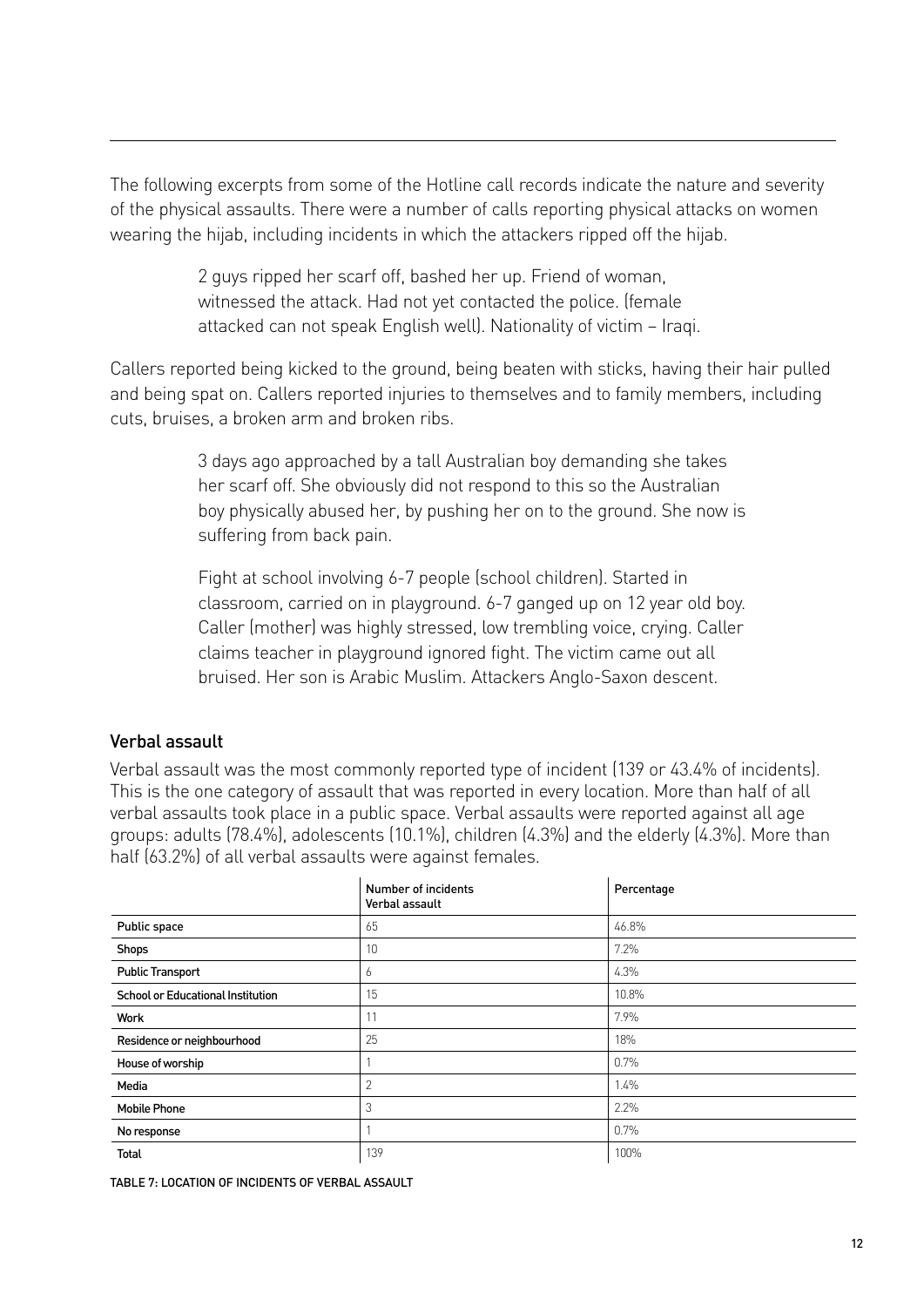The following excerpts from some of the Hotline call records indicate the nature and severity of the physical assaults. There were a number of calls reporting physical attacks on women wearing the hijab, including incidents in which the attackers ripped off the hijab.

> 2 guys ripped her scarf off, bashed her up. Friend of woman, witnessed the attack. Had not yet contacted the police. (female attacked can not speak English well). Nationality of victim – Iraqi.

Callers reported being kicked to the ground, being beaten with sticks, having their hair pulled and being spat on. Callers reported injuries to themselves and to family members, including cuts, bruises, a broken arm and broken ribs.

> 3 days ago approached by a tall Australian boy demanding she takes her scarf off. She obviously did not respond to this so the Australian boy physically abused her, by pushing her on to the ground. She now is suffering from back pain.

> Fight at school involving 6-7 people (school children). Started in classroom, carried on in playground. 6-7 ganged up on 12 year old boy. Caller (mother) was highly stressed, low trembling voice, crying. Caller claims teacher in playground ignored fight. The victim came out all bruised. Her son is Arabic Muslim. Attackers Anglo-Saxon descent.

### Verbal assault

Verbal assault was the most commonly reported type of incident (139 or 43.4% of incidents). This is the one category of assault that was reported in every location. More than half of all verbal assaults took place in a public space. Verbal assaults were reported against all age groups: adults (78.4%), adolescents (10.1%), children (4.3%) and the elderly (4.3%). More than half (63.2%) of all verbal assaults were against females.

| | Number of incidents Verbal assault | Percentage |
|---|---|---|
| Public space | 65 | 46.8% |
| Shops | 10 | 7.2% |
| Public Transport | 6 | 4.3% |
| School or Educational Institution | 15 | 10.8% |
| Work | 11 | 7.9% |
| Residence or neighbourhood | 25 | 18% |
| House of worship | 1 | 0.7% |
| Media | 2 | 1.4% |
| Mobile Phone | 3 | 2.2% |
| No response | 1 | 0.7% |
| Total | 139 | 100% |

TABLE 7: LOCATION OF INCIDENTS OF VERBAL ASSAULT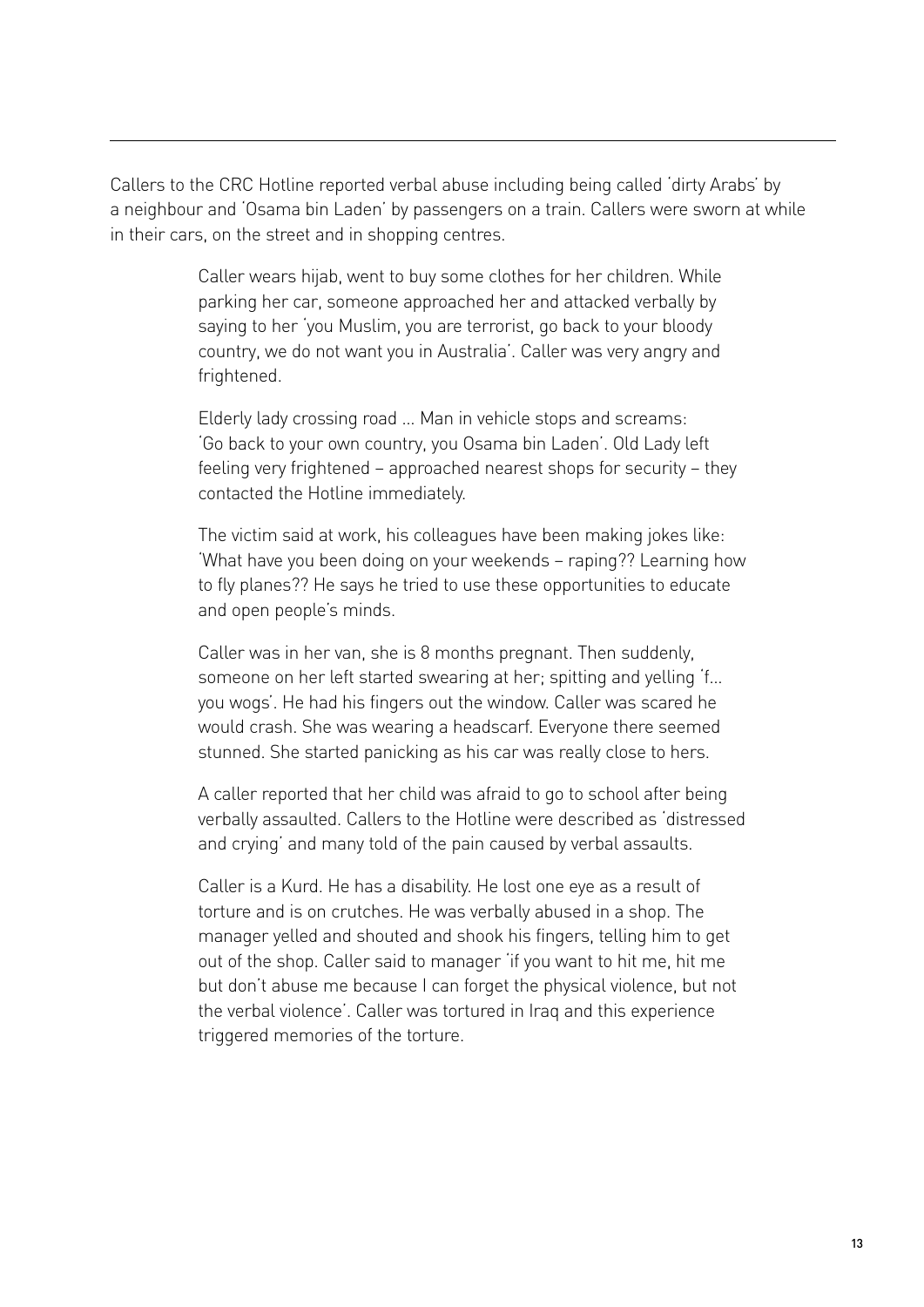Callers to the CRC Hotline reported verbal abuse including being called 'dirty Arabs' by a neighbour and 'Osama bin Laden' by passengers on a train. Callers were sworn at while in their cars, on the street and in shopping centres.

> Caller wears hijab, went to buy some clothes for her children. While parking her car, someone approached her and attacked verbally by saying to her 'you Muslim, you are terrorist, go back to your bloody country, we do not want you in Australia'. Caller was very angry and frightened.

> Elderly lady crossing road … Man in vehicle stops and screams: 'Go back to your own country, you Osama bin Laden'. Old Lady left feeling very frightened – approached nearest shops for security – they contacted the Hotline immediately.

> The victim said at work, his colleagues have been making jokes like: 'What have you been doing on your weekends – raping?? Learning how to fly planes?? He says he tried to use these opportunities to educate and open people's minds.

> Caller was in her van, she is 8 months pregnant. Then suddenly, someone on her left started swearing at her; spitting and yelling 'f… you wogs'. He had his fingers out the window. Caller was scared he would crash. She was wearing a headscarf. Everyone there seemed stunned. She started panicking as his car was really close to hers.

> A caller reported that her child was afraid to go to school after being verbally assaulted. Callers to the Hotline were described as 'distressed and crying' and many told of the pain caused by verbal assaults.

> Caller is a Kurd. He has a disability. He lost one eye as a result of torture and is on crutches. He was verbally abused in a shop. The manager yelled and shouted and shook his fingers, telling him to get out of the shop. Caller said to manager 'if you want to hit me, hit me but don't abuse me because I can forget the physical violence, but not the verbal violence'. Caller was tortured in Iraq and this experience triggered memories of the torture.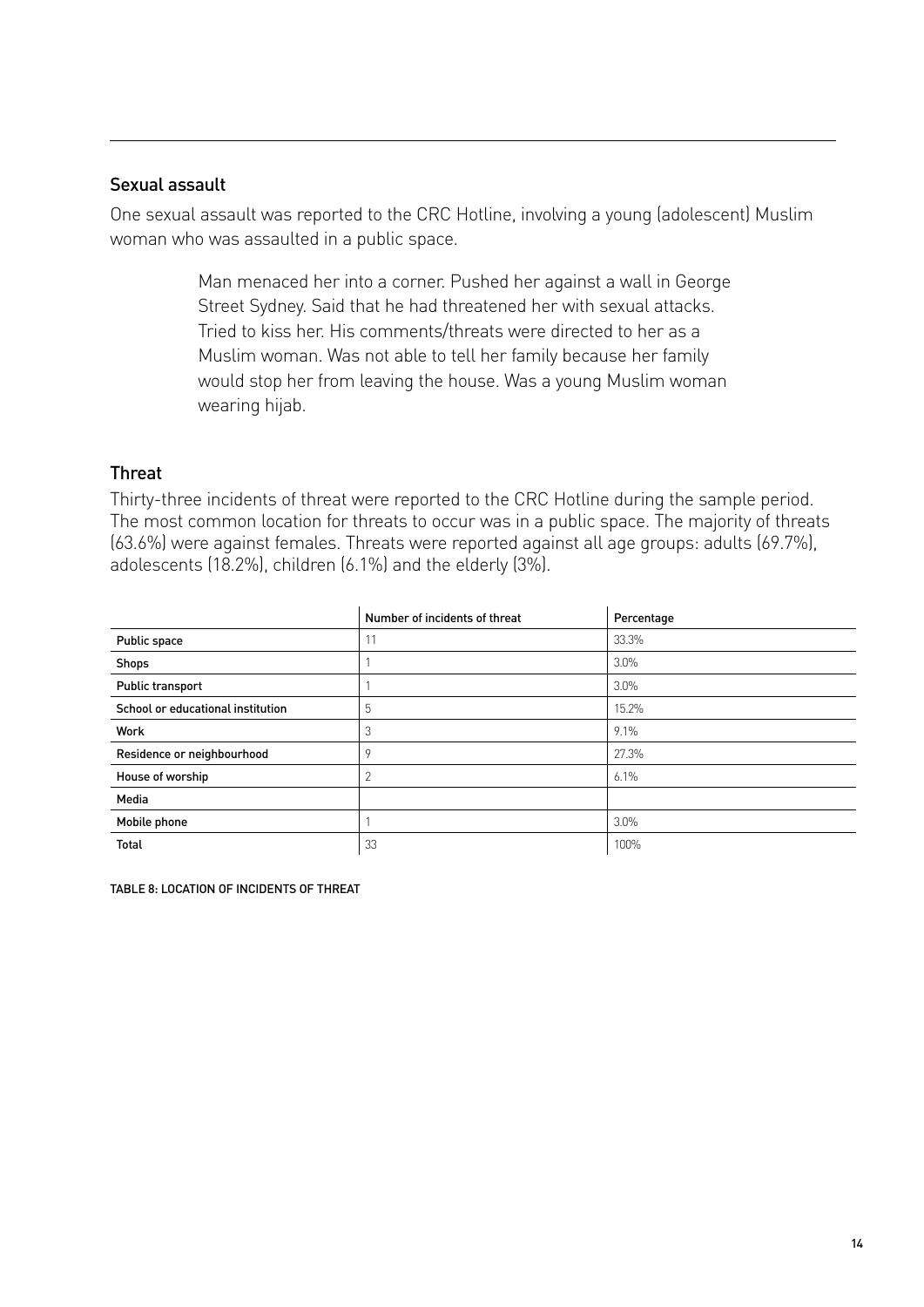## Sexual assault

One sexual assault was reported to the CRC Hotline, involving a young (adolescent) Muslim woman who was assaulted in a public space.

> Man menaced her into a corner. Pushed her against a wall in George Street Sydney. Said that he had threatened her with sexual attacks. Tried to kiss her. His comments/threats were directed to her as a Muslim woman. Was not able to tell her family because her family would stop her from leaving the house. Was a young Muslim woman wearing hijab.

## Threat

Thirty-three incidents of threat were reported to the CRC Hotline during the sample period. The most common location for threats to occur was in a public space. The majority of threats (63.6%) were against females. Threats were reported against all age groups: adults (69.7%), adolescents (18.2%), children (6.1%) and the elderly (3%).

| | Number of incidents of threat | Percentage |
|---|---|---|
| Public space | 11 | 33.3% |
| Shops | 1 | 3.0% |
| Public transport | 1 | 3.0% |
| School or educational institution | 5 | 15.2% |
| Work | 3 | 9.1% |
| Residence or neighbourhood | 9 | 27.3% |
| House of worship | 2 | 6.1% |
| Media | | |
| Mobile phone | 1 | 3.0% |
| Total | 33 | 100% |

TABLE 8: LOCATION OF INCIDENTS OF THREAT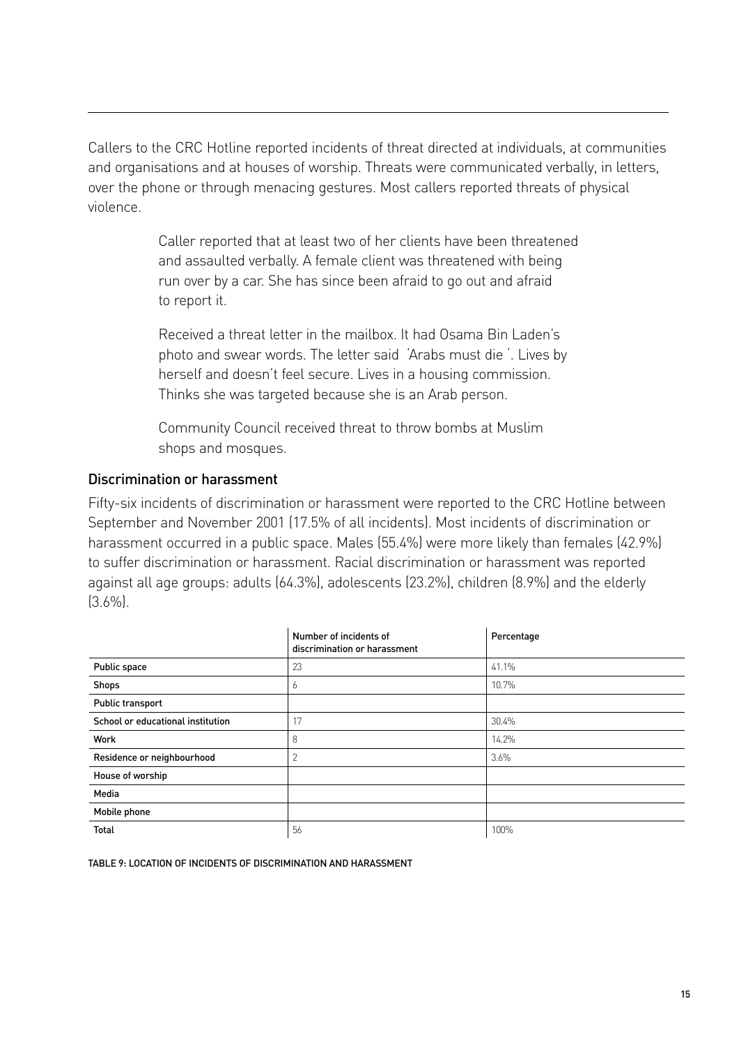Callers to the CRC Hotline reported incidents of threat directed at individuals, at communities and organisations and at houses of worship. Threats were communicated verbally, in letters, over the phone or through menacing gestures. Most callers reported threats of physical violence.

> Caller reported that at least two of her clients have been threatened and assaulted verbally. A female client was threatened with being run over by a car. She has since been afraid to go out and afraid to report it.
>
> Received a threat letter in the mailbox. It had Osama Bin Laden's photo and swear words. The letter said 'Arabs must die '. Lives by herself and doesn't feel secure. Lives in a housing commission. Thinks she was targeted because she is an Arab person.
>
> Community Council received threat to throw bombs at Muslim shops and mosques.

## Discrimination or harassment

Fifty-six incidents of discrimination or harassment were reported to the CRC Hotline between September and November 2001 (17.5% of all incidents). Most incidents of discrimination or harassment occurred in a public space. Males (55.4%) were more likely than females (42.9%) to suffer discrimination or harassment. Racial discrimination or harassment was reported against all age groups: adults (64.3%), adolescents (23.2%), children (8.9%) and the elderly (3.6%).

| | Number of incidents of discrimination or harassment | Percentage |
|---|---|---|
| Public space | 23 | 41.1% |
| Shops | 6 | 10.7% |
| Public transport | | |
| School or educational institution | 17 | 30.4% |
| Work | 8 | 14.2% |
| Residence or neighbourhood | 2 | 3.6% |
| House of worship | | |
| Media | | |
| Mobile phone | | |
| Total | 56 | 100% |

TABLE 9: LOCATION OF INCIDENTS OF DISCRIMINATION AND HARASSMENT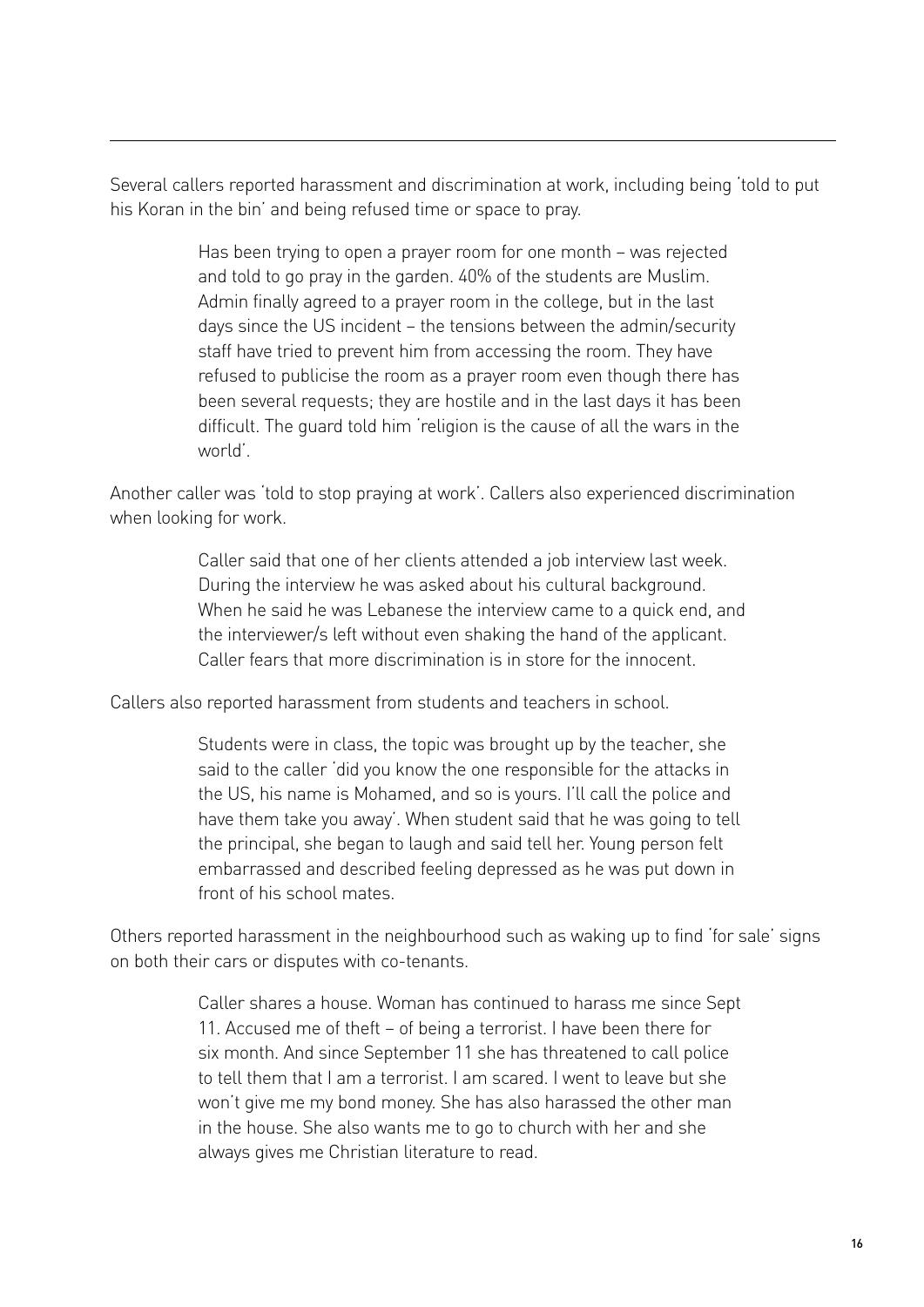Several callers reported harassment and discrimination at work, including being 'told to put his Koran in the bin' and being refused time or space to pray.

> Has been trying to open a prayer room for one month – was rejected and told to go pray in the garden. 40% of the students are Muslim. Admin finally agreed to a prayer room in the college, but in the last days since the US incident – the tensions between the admin/security staff have tried to prevent him from accessing the room. They have refused to publicise the room as a prayer room even though there has been several requests; they are hostile and in the last days it has been difficult. The guard told him 'religion is the cause of all the wars in the world'.

Another caller was 'told to stop praying at work'. Callers also experienced discrimination when looking for work.

> Caller said that one of her clients attended a job interview last week. During the interview he was asked about his cultural background. When he said he was Lebanese the interview came to a quick end, and the interviewer/s left without even shaking the hand of the applicant. Caller fears that more discrimination is in store for the innocent.

Callers also reported harassment from students and teachers in school.

> Students were in class, the topic was brought up by the teacher, she said to the caller 'did you know the one responsible for the attacks in the US, his name is Mohamed, and so is yours. I'll call the police and have them take you away'. When student said that he was going to tell the principal, she began to laugh and said tell her. Young person felt embarrassed and described feeling depressed as he was put down in front of his school mates.

Others reported harassment in the neighbourhood such as waking up to find 'for sale' signs on both their cars or disputes with co-tenants.

> Caller shares a house. Woman has continued to harass me since Sept 11. Accused me of theft – of being a terrorist. I have been there for six month. And since September 11 she has threatened to call police to tell them that I am a terrorist. I am scared. I went to leave but she won't give me my bond money. She has also harassed the other man in the house. She also wants me to go to church with her and she always gives me Christian literature to read.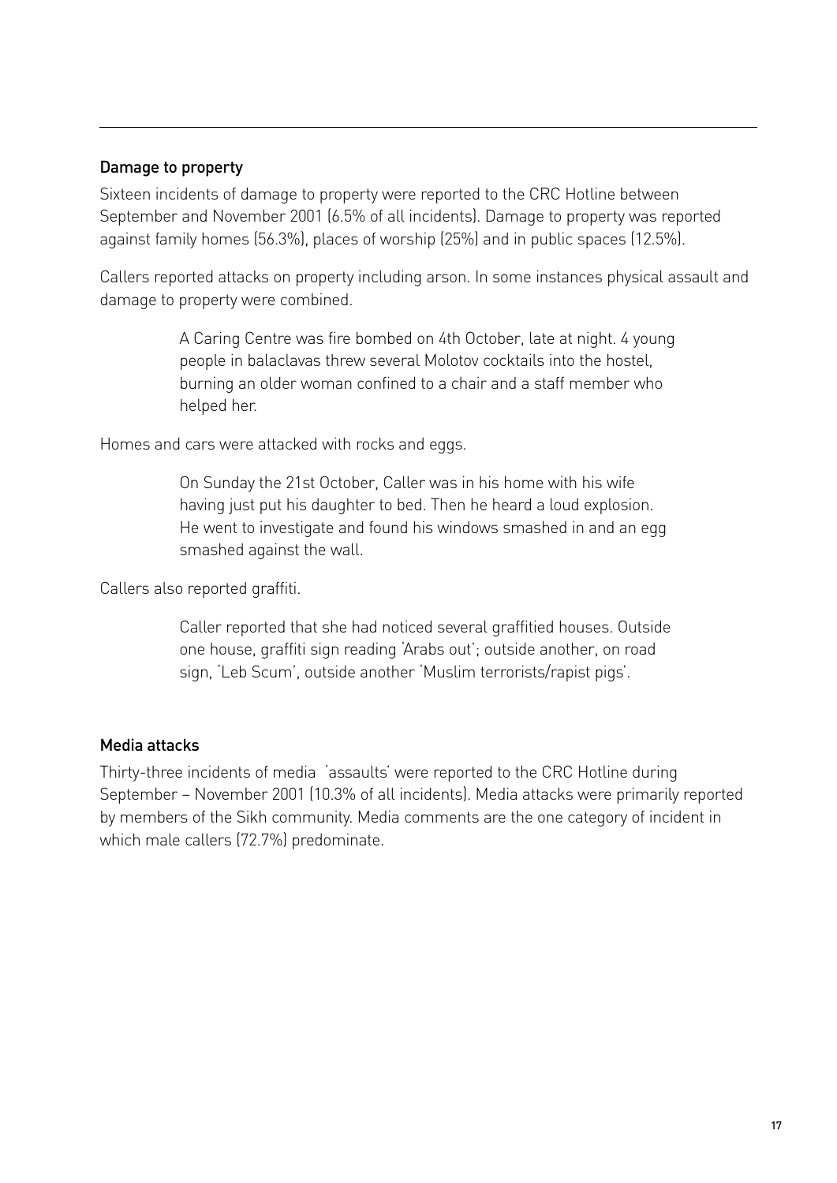## Damage to property

Sixteen incidents of damage to property were reported to the CRC Hotline between September and November 2001 (6.5% of all incidents). Damage to property was reported against family homes (56.3%), places of worship (25%) and in public spaces (12.5%).

Callers reported attacks on property including arson. In some instances physical assault and damage to property were combined.

> A Caring Centre was fire bombed on 4th October, late at night. 4 young people in balaclavas threw several Molotov cocktails into the hostel, burning an older woman confined to a chair and a staff member who helped her.

Homes and cars were attacked with rocks and eggs.

> On Sunday the 21st October, Caller was in his home with his wife having just put his daughter to bed. Then he heard a loud explosion. He went to investigate and found his windows smashed in and an egg smashed against the wall.

Callers also reported graffiti.

> Caller reported that she had noticed several graffitied houses. Outside one house, graffiti sign reading 'Arabs out'; outside another, on road sign, 'Leb Scum', outside another 'Muslim terrorists/rapist pigs'.

## Media attacks

Thirty-three incidents of media 'assaults' were reported to the CRC Hotline during September – November 2001 (10.3% of all incidents). Media attacks were primarily reported by members of the Sikh community. Media comments are the one category of incident in which male callers (72.7%) predominate.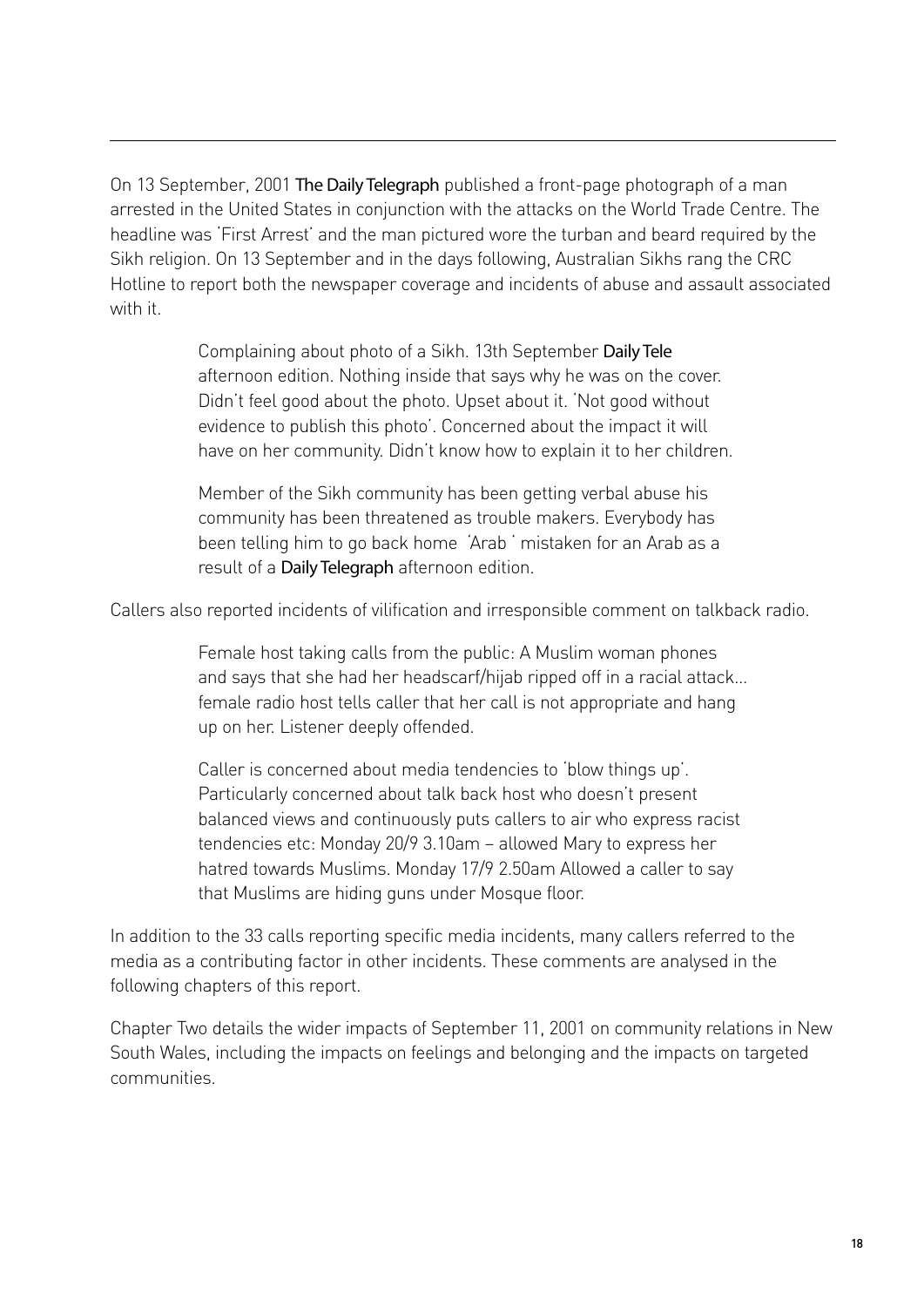On 13 September, 2001 **The Daily Telegraph** published a front-page photograph of a man arrested in the United States in conjunction with the attacks on the World Trade Centre. The headline was 'First Arrest' and the man pictured wore the turban and beard required by the Sikh religion. On 13 September and in the days following, Australian Sikhs rang the CRC Hotline to report both the newspaper coverage and incidents of abuse and assault associated with it.

> Complaining about photo of a Sikh. 13th September **Daily Tele** afternoon edition. Nothing inside that says why he was on the cover. Didn't feel good about the photo. Upset about it. 'Not good without evidence to publish this photo'. Concerned about the impact it will have on her community. Didn't know how to explain it to her children.

> Member of the Sikh community has been getting verbal abuse his community has been threatened as trouble makers. Everybody has been telling him to go back home 'Arab ' mistaken for an Arab as a result of a **Daily Telegraph** afternoon edition.

Callers also reported incidents of vilification and irresponsible comment on talkback radio.

> Female host taking calls from the public: A Muslim woman phones and says that she had her headscarf/hijab ripped off in a racial attack... female radio host tells caller that her call is not appropriate and hang up on her. Listener deeply offended.

> Caller is concerned about media tendencies to 'blow things up'. Particularly concerned about talk back host who doesn't present balanced views and continuously puts callers to air who express racist tendencies etc: Monday 20/9 3.10am – allowed Mary to express her hatred towards Muslims. Monday 17/9 2.50am Allowed a caller to say that Muslims are hiding guns under Mosque floor.

In addition to the 33 calls reporting specific media incidents, many callers referred to the media as a contributing factor in other incidents. These comments are analysed in the following chapters of this report.

Chapter Two details the wider impacts of September 11, 2001 on community relations in New South Wales, including the impacts on feelings and belonging and the impacts on targeted communities.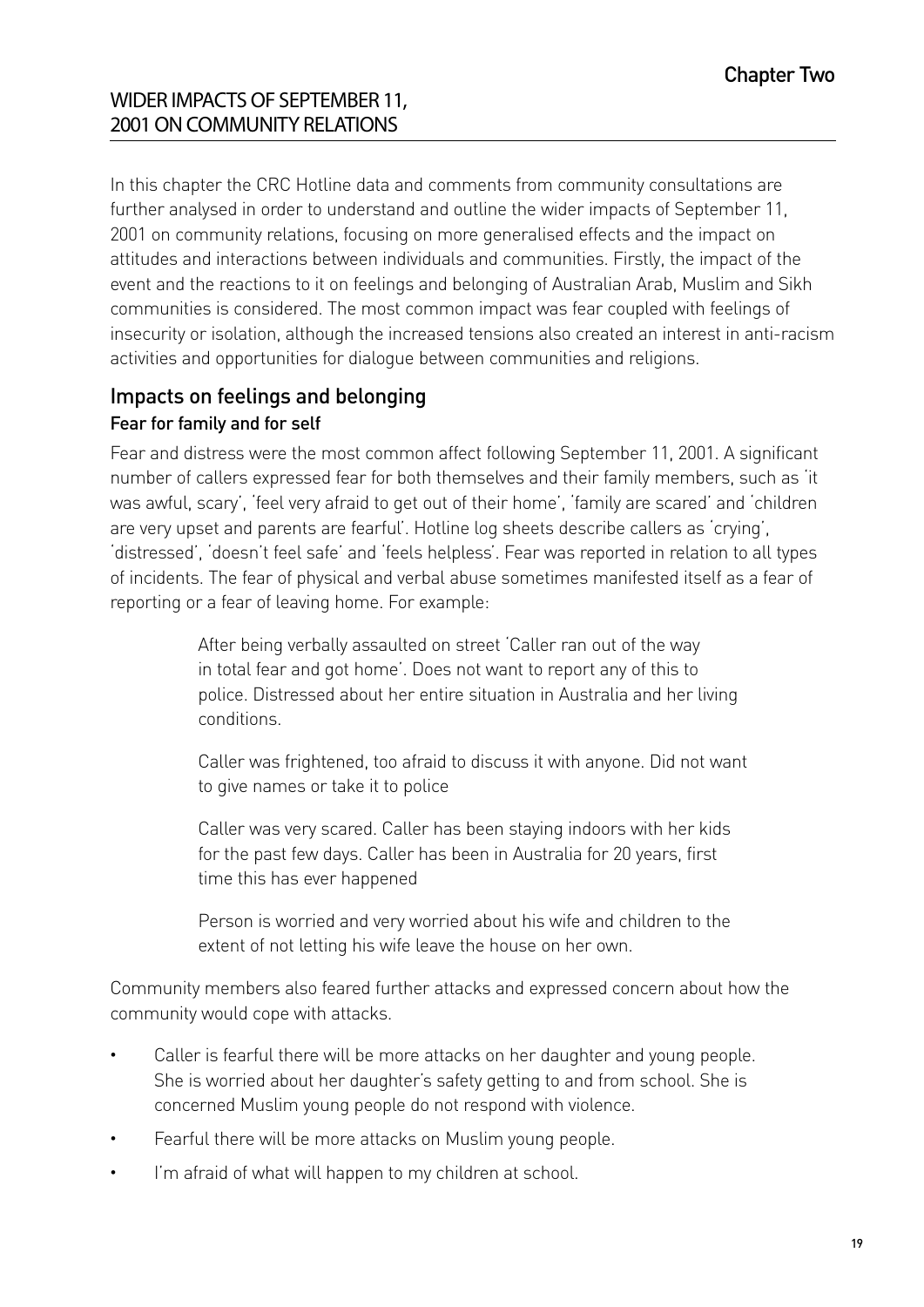# Chapter Two

## WIDER IMPACTS OF SEPTEMBER 11, 2001 ON COMMUNITY RELATIONS

In this chapter the CRC Hotline data and comments from community consultations are further analysed in order to understand and outline the wider impacts of September 11, 2001 on community relations, focusing on more generalised effects and the impact on attitudes and interactions between individuals and communities. Firstly, the impact of the event and the reactions to it on feelings and belonging of Australian Arab, Muslim and Sikh communities is considered. The most common impact was fear coupled with feelings of insecurity or isolation, although the increased tensions also created an interest in anti-racism activities and opportunities for dialogue between communities and religions.

## Impacts on feelings and belonging

### Fear for family and for self

Fear and distress were the most common affect following September 11, 2001. A significant number of callers expressed fear for both themselves and their family members, such as 'it was awful, scary', 'feel very afraid to get out of their home', 'family are scared' and 'children are very upset and parents are fearful'. Hotline log sheets describe callers as 'crying', 'distressed', 'doesn't feel safe' and 'feels helpless'. Fear was reported in relation to all types of incidents. The fear of physical and verbal abuse sometimes manifested itself as a fear of reporting or a fear of leaving home. For example:

> After being verbally assaulted on street 'Caller ran out of the way in total fear and got home'. Does not want to report any of this to police. Distressed about her entire situation in Australia and her living conditions.
>
> Caller was frightened, too afraid to discuss it with anyone. Did not want to give names or take it to police
>
> Caller was very scared. Caller has been staying indoors with her kids for the past few days. Caller has been in Australia for 20 years, first time this has ever happened
>
> Person is worried and very worried about his wife and children to the extent of not letting his wife leave the house on her own.

Community members also feared further attacks and expressed concern about how the community would cope with attacks.

- Caller is fearful there will be more attacks on her daughter and young people. She is worried about her daughter's safety getting to and from school. She is concerned Muslim young people do not respond with violence.
- Fearful there will be more attacks on Muslim young people.
- I'm afraid of what will happen to my children at school.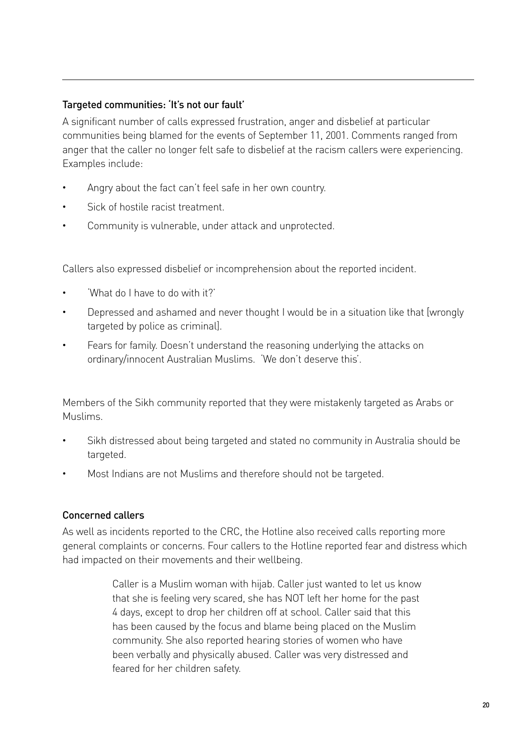### Targeted communities: 'It's not our fault'

A significant number of calls expressed frustration, anger and disbelief at particular communities being blamed for the events of September 11, 2001. Comments ranged from anger that the caller no longer felt safe to disbelief at the racism callers were experiencing. Examples include:

- Angry about the fact can't feel safe in her own country.
- Sick of hostile racist treatment.
- Community is vulnerable, under attack and unprotected.

Callers also expressed disbelief or incomprehension about the reported incident.

- 'What do I have to do with it?'
- Depressed and ashamed and never thought I would be in a situation like that [wrongly targeted by police as criminal].
- Fears for family. Doesn't understand the reasoning underlying the attacks on ordinary/innocent Australian Muslims. 'We don't deserve this'.

Members of the Sikh community reported that they were mistakenly targeted as Arabs or Muslims.

- Sikh distressed about being targeted and stated no community in Australia should be targeted.
- Most Indians are not Muslims and therefore should not be targeted.

### Concerned callers

As well as incidents reported to the CRC, the Hotline also received calls reporting more general complaints or concerns. Four callers to the Hotline reported fear and distress which had impacted on their movements and their wellbeing.

> Caller is a Muslim woman with hijab. Caller just wanted to let us know that she is feeling very scared, she has NOT left her home for the past 4 days, except to drop her children off at school. Caller said that this has been caused by the focus and blame being placed on the Muslim community. She also reported hearing stories of women who have been verbally and physically abused. Caller was very distressed and feared for her children safety.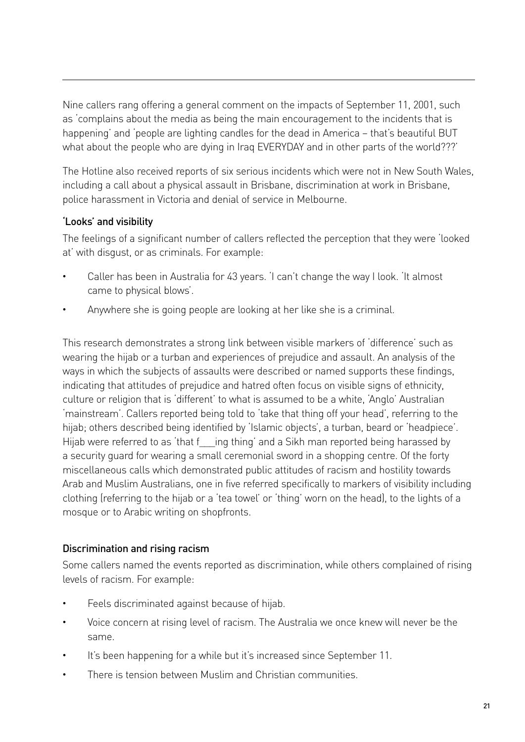Nine callers rang offering a general comment on the impacts of September 11, 2001, such as 'complains about the media as being the main encouragement to the incidents that is happening' and 'people are lighting candles for the dead in America – that's beautiful BUT what about the people who are dying in Iraq EVERYDAY and in other parts of the world???'

The Hotline also received reports of six serious incidents which were not in New South Wales, including a call about a physical assault in Brisbane, discrimination at work in Brisbane, police harassment in Victoria and denial of service in Melbourne.

### 'Looks' and visibility

The feelings of a significant number of callers reflected the perception that they were 'looked at' with disgust, or as criminals. For example:

- Caller has been in Australia for 43 years. 'I can't change the way I look. 'It almost came to physical blows'.
- Anywhere she is going people are looking at her like she is a criminal.

This research demonstrates a strong link between visible markers of 'difference' such as wearing the hijab or a turban and experiences of prejudice and assault. An analysis of the ways in which the subjects of assaults were described or named supports these findings, indicating that attitudes of prejudice and hatred often focus on visible signs of ethnicity, culture or religion that is 'different' to what is assumed to be a white, 'Anglo' Australian 'mainstream'. Callers reported being told to 'take that thing off your head', referring to the hijab; others described being identified by 'Islamic objects', a turban, beard or 'headpiece'. Hijab were referred to as 'that f___ing thing' and a Sikh man reported being harassed by a security guard for wearing a small ceremonial sword in a shopping centre. Of the forty miscellaneous calls which demonstrated public attitudes of racism and hostility towards Arab and Muslim Australians, one in five referred specifically to markers of visibility including clothing (referring to the hijab or a 'tea towel' or 'thing' worn on the head), to the lights of a mosque or to Arabic writing on shopfronts.

### Discrimination and rising racism

Some callers named the events reported as discrimination, while others complained of rising levels of racism. For example:

- Feels discriminated against because of hijab.
- Voice concern at rising level of racism. The Australia we once knew will never be the same.
- It's been happening for a while but it's increased since September 11.
- There is tension between Muslim and Christian communities.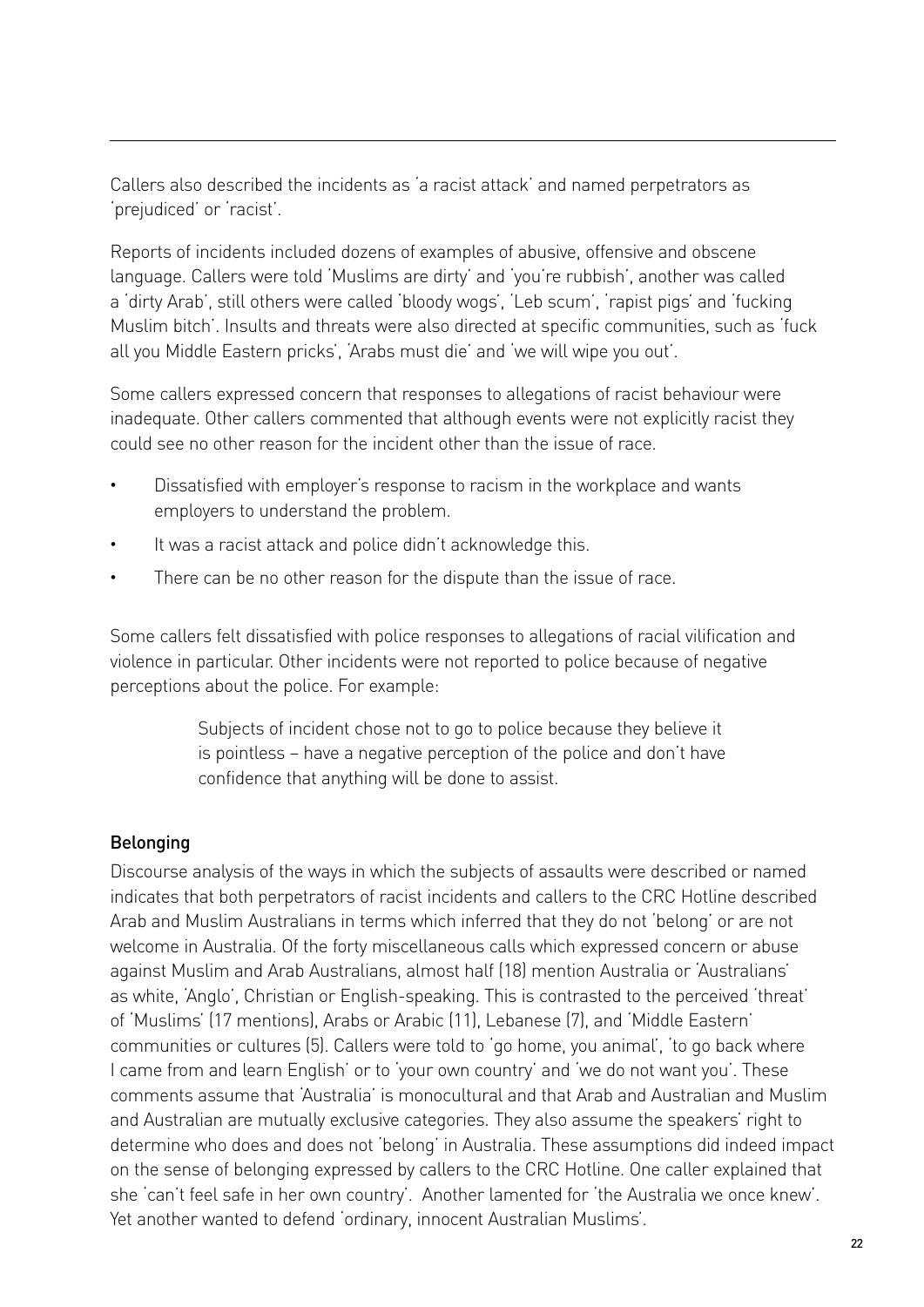Callers also described the incidents as 'a racist attack' and named perpetrators as 'prejudiced' or 'racist'.

Reports of incidents included dozens of examples of abusive, offensive and obscene language. Callers were told 'Muslims are dirty' and 'you're rubbish', another was called a 'dirty Arab', still others were called 'bloody wogs', 'Leb scum', 'rapist pigs' and 'fucking Muslim bitch'. Insults and threats were also directed at specific communities, such as 'fuck all you Middle Eastern pricks', 'Arabs must die' and 'we will wipe you out'.

Some callers expressed concern that responses to allegations of racist behaviour were inadequate. Other callers commented that although events were not explicitly racist they could see no other reason for the incident other than the issue of race.

- Dissatisfied with employer's response to racism in the workplace and wants employers to understand the problem.
- It was a racist attack and police didn't acknowledge this.
- There can be no other reason for the dispute than the issue of race.

Some callers felt dissatisfied with police responses to allegations of racial vilification and violence in particular. Other incidents were not reported to police because of negative perceptions about the police. For example:

> Subjects of incident chose not to go to police because they believe it is pointless – have a negative perception of the police and don't have confidence that anything will be done to assist.

### Belonging

Discourse analysis of the ways in which the subjects of assaults were described or named indicates that both perpetrators of racist incidents and callers to the CRC Hotline described Arab and Muslim Australians in terms which inferred that they do not 'belong' or are not welcome in Australia. Of the forty miscellaneous calls which expressed concern or abuse against Muslim and Arab Australians, almost half (18) mention Australia or 'Australians' as white, 'Anglo', Christian or English-speaking. This is contrasted to the perceived 'threat' of 'Muslims' (17 mentions), Arabs or Arabic (11), Lebanese (7), and 'Middle Eastern' communities or cultures (5). Callers were told to 'go home, you animal', 'to go back where I came from and learn English' or to 'your own country' and 'we do not want you'. These comments assume that 'Australia' is monocultural and that Arab and Australian and Muslim and Australian are mutually exclusive categories. They also assume the speakers' right to determine who does and does not 'belong' in Australia. These assumptions did indeed impact on the sense of belonging expressed by callers to the CRC Hotline. One caller explained that she 'can't feel safe in her own country'. Another lamented for 'the Australia we once knew'. Yet another wanted to defend 'ordinary, innocent Australian Muslims'.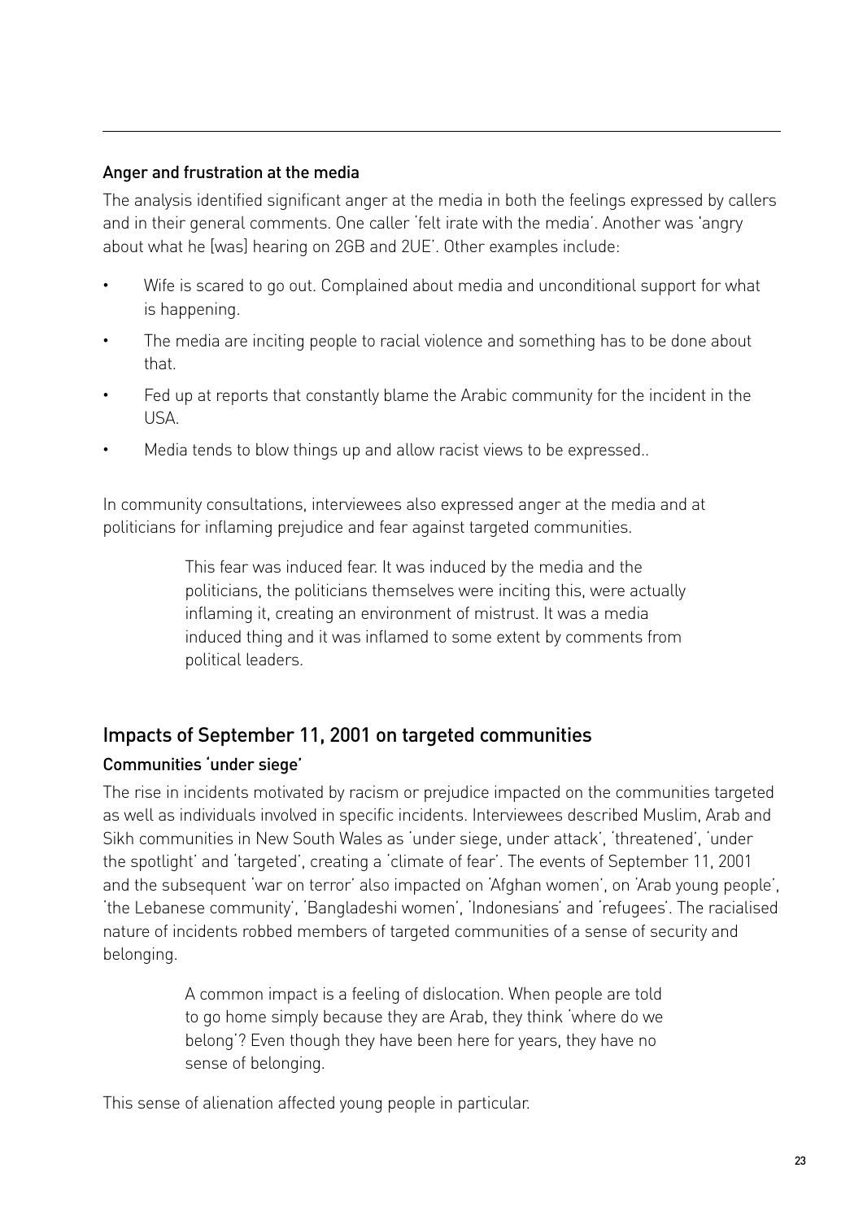### Anger and frustration at the media

The analysis identified significant anger at the media in both the feelings expressed by callers and in their general comments. One caller 'felt irate with the media'. Another was 'angry about what he [was] hearing on 2GB and 2UE'. Other examples include:

- Wife is scared to go out. Complained about media and unconditional support for what is happening.
- The media are inciting people to racial violence and something has to be done about that.
- Fed up at reports that constantly blame the Arabic community for the incident in the USA.
- Media tends to blow things up and allow racist views to be expressed..

In community consultations, interviewees also expressed anger at the media and at politicians for inflaming prejudice and fear against targeted communities.

> This fear was induced fear. It was induced by the media and the politicians, the politicians themselves were inciting this, were actually inflaming it, creating an environment of mistrust. It was a media induced thing and it was inflamed to some extent by comments from political leaders.

## Impacts of September 11, 2001 on targeted communities

### Communities 'under siege'

The rise in incidents motivated by racism or prejudice impacted on the communities targeted as well as individuals involved in specific incidents. Interviewees described Muslim, Arab and Sikh communities in New South Wales as 'under siege, under attack', 'threatened', 'under the spotlight' and 'targeted', creating a 'climate of fear'. The events of September 11, 2001 and the subsequent 'war on terror' also impacted on 'Afghan women', on 'Arab young people', 'the Lebanese community', 'Bangladeshi women', 'Indonesians' and 'refugees'. The racialised nature of incidents robbed members of targeted communities of a sense of security and belonging.

> A common impact is a feeling of dislocation. When people are told to go home simply because they are Arab, they think 'where do we belong'? Even though they have been here for years, they have no sense of belonging.

This sense of alienation affected young people in particular.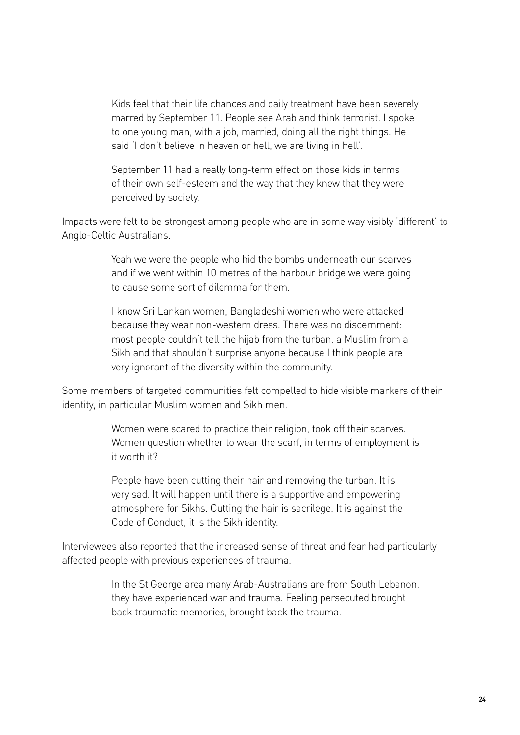> Kids feel that their life chances and daily treatment have been severely marred by September 11. People see Arab and think terrorist. I spoke to one young man, with a job, married, doing all the right things. He said 'I don't believe in heaven or hell, we are living in hell'.

> September 11 had a really long-term effect on those kids in terms of their own self-esteem and the way that they knew that they were perceived by society.

Impacts were felt to be strongest among people who are in some way visibly 'different' to Anglo-Celtic Australians.

> Yeah we were the people who hid the bombs underneath our scarves and if we went within 10 metres of the harbour bridge we were going to cause some sort of dilemma for them.

> I know Sri Lankan women, Bangladeshi women who were attacked because they wear non-western dress. There was no discernment: most people couldn't tell the hijab from the turban, a Muslim from a Sikh and that shouldn't surprise anyone because I think people are very ignorant of the diversity within the community.

Some members of targeted communities felt compelled to hide visible markers of their identity, in particular Muslim women and Sikh men.

> Women were scared to practice their religion, took off their scarves. Women question whether to wear the scarf, in terms of employment is it worth it?

> People have been cutting their hair and removing the turban. It is very sad. It will happen until there is a supportive and empowering atmosphere for Sikhs. Cutting the hair is sacrilege. It is against the Code of Conduct, it is the Sikh identity.

Interviewees also reported that the increased sense of threat and fear had particularly affected people with previous experiences of trauma.

> In the St George area many Arab-Australians are from South Lebanon, they have experienced war and trauma. Feeling persecuted brought back traumatic memories, brought back the trauma.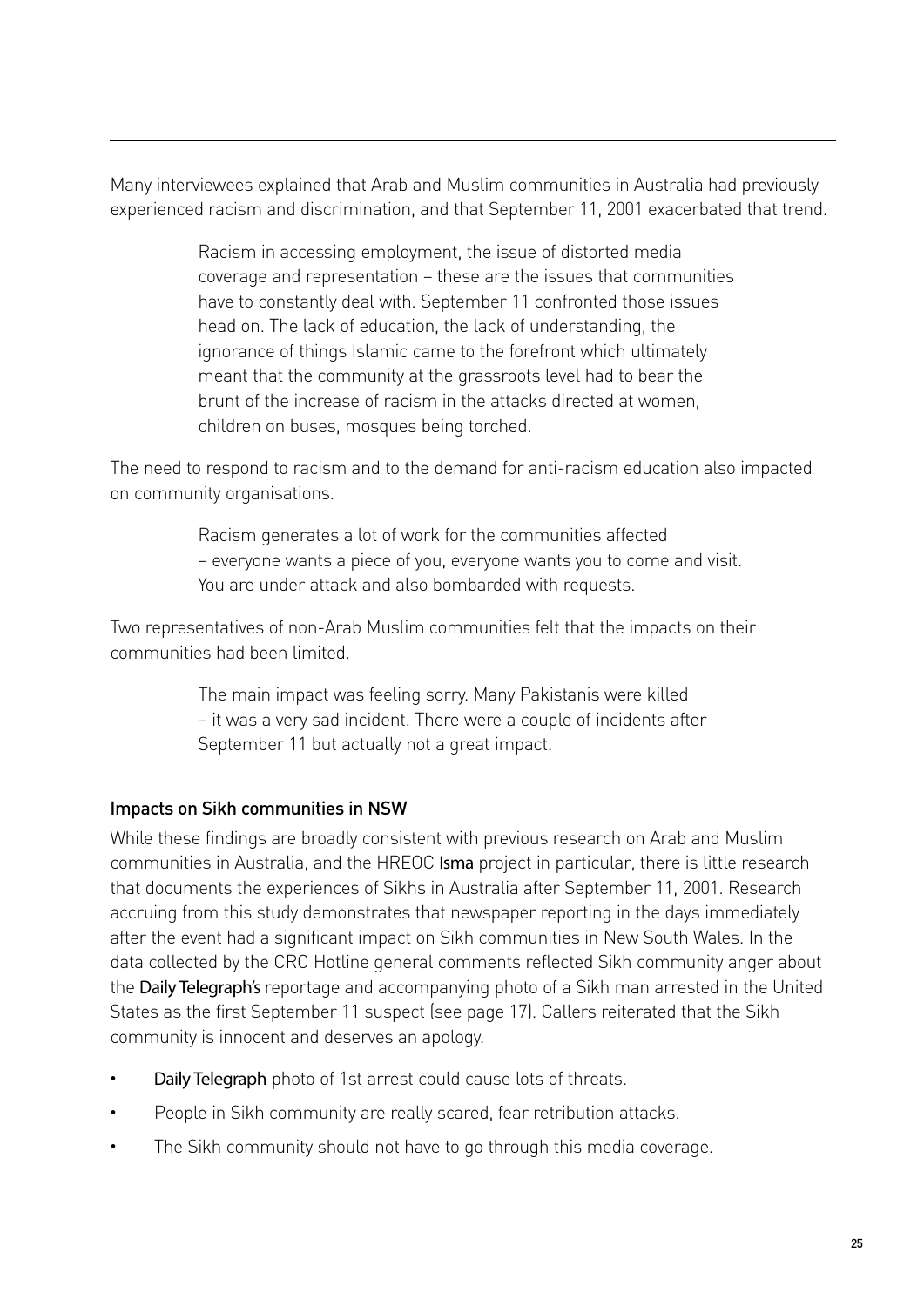Many interviewees explained that Arab and Muslim communities in Australia had previously experienced racism and discrimination, and that September 11, 2001 exacerbated that trend.

> Racism in accessing employment, the issue of distorted media coverage and representation – these are the issues that communities have to constantly deal with. September 11 confronted those issues head on. The lack of education, the lack of understanding, the ignorance of things Islamic came to the forefront which ultimately meant that the community at the grassroots level had to bear the brunt of the increase of racism in the attacks directed at women, children on buses, mosques being torched.

The need to respond to racism and to the demand for anti-racism education also impacted on community organisations.

> Racism generates a lot of work for the communities affected – everyone wants a piece of you, everyone wants you to come and visit. You are under attack and also bombarded with requests.

Two representatives of non-Arab Muslim communities felt that the impacts on their communities had been limited.

> The main impact was feeling sorry. Many Pakistanis were killed – it was a very sad incident. There were a couple of incidents after September 11 but actually not a great impact.

### Impacts on Sikh communities in NSW

While these findings are broadly consistent with previous research on Arab and Muslim communities in Australia, and the HREOC *Isma* project in particular, there is little research that documents the experiences of Sikhs in Australia after September 11, 2001. Research accruing from this study demonstrates that newspaper reporting in the days immediately after the event had a significant impact on Sikh communities in New South Wales. In the data collected by the CRC Hotline general comments reflected Sikh community anger about the *Daily Telegraph's* reportage and accompanying photo of a Sikh man arrested in the United States as the first September 11 suspect (see page 17). Callers reiterated that the Sikh community is innocent and deserves an apology.

- *Daily Telegraph* photo of 1st arrest could cause lots of threats.
- People in Sikh community are really scared, fear retribution attacks.
- The Sikh community should not have to go through this media coverage.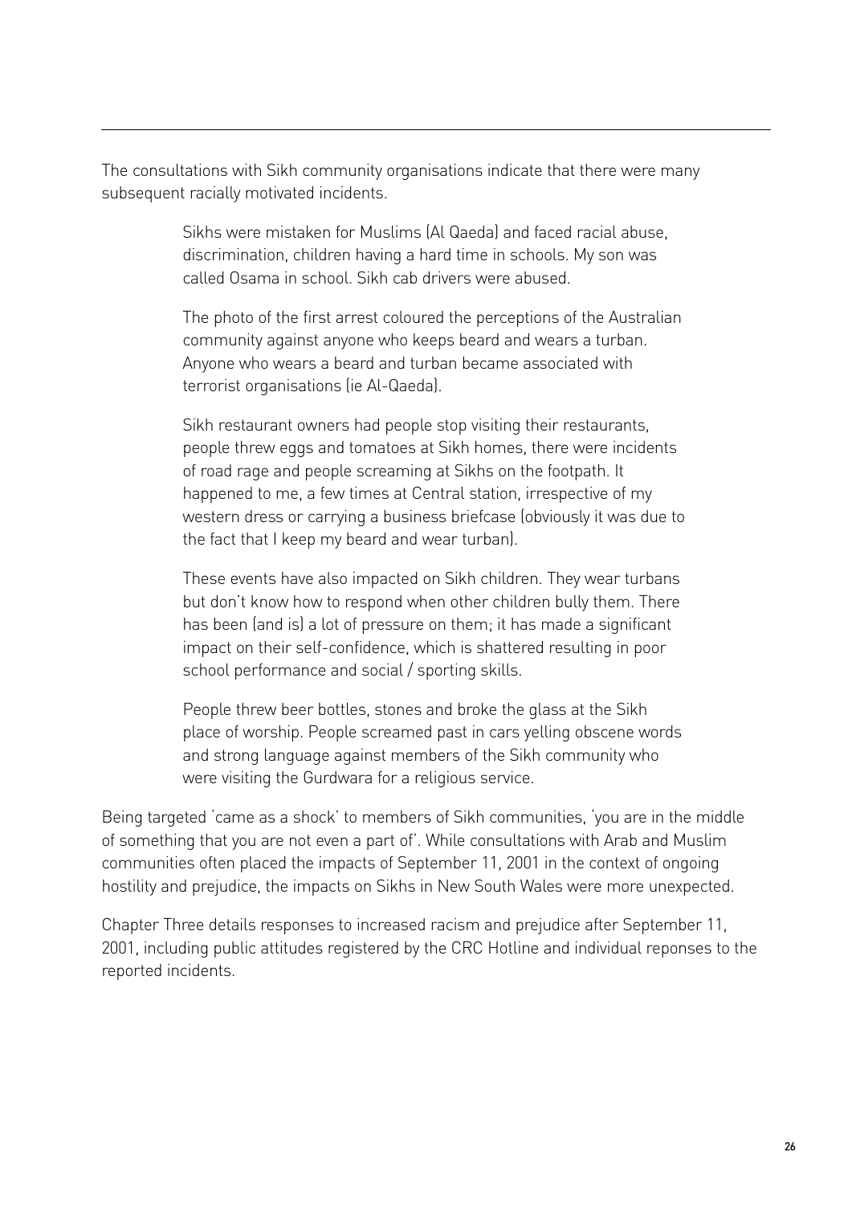The consultations with Sikh community organisations indicate that there were many subsequent racially motivated incidents.

> Sikhs were mistaken for Muslims (Al Qaeda) and faced racial abuse, discrimination, children having a hard time in schools. My son was called Osama in school. Sikh cab drivers were abused.
>
> The photo of the first arrest coloured the perceptions of the Australian community against anyone who keeps beard and wears a turban. Anyone who wears a beard and turban became associated with terrorist organisations (ie Al-Qaeda).
>
> Sikh restaurant owners had people stop visiting their restaurants, people threw eggs and tomatoes at Sikh homes, there were incidents of road rage and people screaming at Sikhs on the footpath. It happened to me, a few times at Central station, irrespective of my western dress or carrying a business briefcase (obviously it was due to the fact that I keep my beard and wear turban).
>
> These events have also impacted on Sikh children. They wear turbans but don't know how to respond when other children bully them. There has been (and is) a lot of pressure on them; it has made a significant impact on their self-confidence, which is shattered resulting in poor school performance and social / sporting skills.
>
> People threw beer bottles, stones and broke the glass at the Sikh place of worship. People screamed past in cars yelling obscene words and strong language against members of the Sikh community who were visiting the Gurdwara for a religious service.

Being targeted 'came as a shock' to members of Sikh communities, 'you are in the middle of something that you are not even a part of'. While consultations with Arab and Muslim communities often placed the impacts of September 11, 2001 in the context of ongoing hostility and prejudice, the impacts on Sikhs in New South Wales were more unexpected.

Chapter Three details responses to increased racism and prejudice after September 11, 2001, including public attitudes registered by the CRC Hotline and individual reponses to the reported incidents.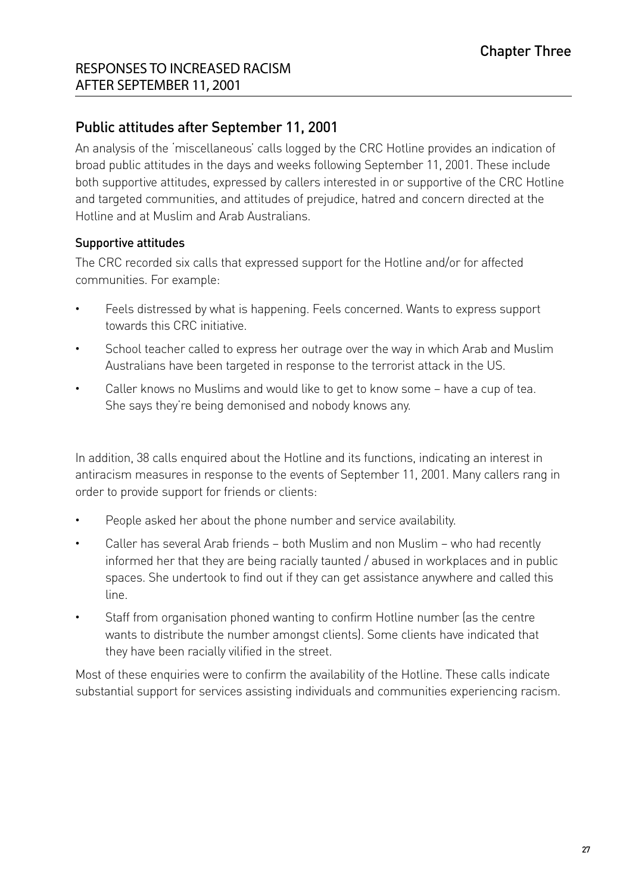## Public attitudes after September 11, 2001

An analysis of the 'miscellaneous' calls logged by the CRC Hotline provides an indication of broad public attitudes in the days and weeks following September 11, 2001. These include both supportive attitudes, expressed by callers interested in or supportive of the CRC Hotline and targeted communities, and attitudes of prejudice, hatred and concern directed at the Hotline and at Muslim and Arab Australians.

### Supportive attitudes

The CRC recorded six calls that expressed support for the Hotline and/or for affected communities. For example:

- Feels distressed by what is happening. Feels concerned. Wants to express support towards this CRC initiative.
- School teacher called to express her outrage over the way in which Arab and Muslim Australians have been targeted in response to the terrorist attack in the US.
- Caller knows no Muslims and would like to get to know some – have a cup of tea. She says they're being demonised and nobody knows any.

In addition, 38 calls enquired about the Hotline and its functions, indicating an interest in antiracism measures in response to the events of September 11, 2001. Many callers rang in order to provide support for friends or clients:

- People asked her about the phone number and service availability.
- Caller has several Arab friends – both Muslim and non Muslim – who had recently informed her that they are being racially taunted / abused in workplaces and in public spaces. She undertook to find out if they can get assistance anywhere and called this line.
- Staff from organisation phoned wanting to confirm Hotline number (as the centre wants to distribute the number amongst clients). Some clients have indicated that they have been racially vilified in the street.

Most of these enquiries were to confirm the availability of the Hotline. These calls indicate substantial support for services assisting individuals and communities experiencing racism.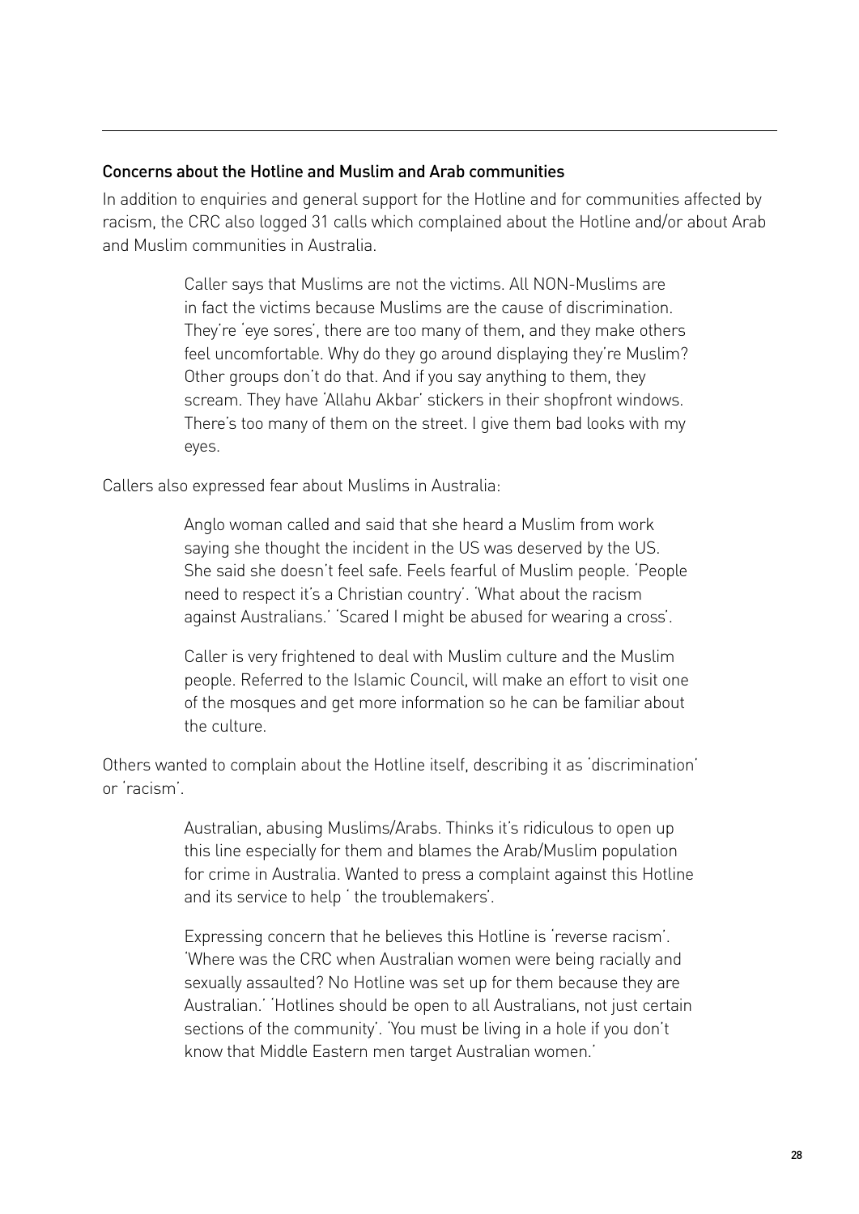## Concerns about the Hotline and Muslim and Arab communities

In addition to enquiries and general support for the Hotline and for communities affected by racism, the CRC also logged 31 calls which complained about the Hotline and/or about Arab and Muslim communities in Australia.

> Caller says that Muslims are not the victims. All NON-Muslims are in fact the victims because Muslims are the cause of discrimination. They're 'eye sores', there are too many of them, and they make others feel uncomfortable. Why do they go around displaying they're Muslim? Other groups don't do that. And if you say anything to them, they scream. They have 'Allahu Akbar' stickers in their shopfront windows. There's too many of them on the street. I give them bad looks with my eyes.

Callers also expressed fear about Muslims in Australia:

> Anglo woman called and said that she heard a Muslim from work saying she thought the incident in the US was deserved by the US. She said she doesn't feel safe. Feels fearful of Muslim people. 'People need to respect it's a Christian country'. 'What about the racism against Australians.' 'Scared I might be abused for wearing a cross'.

> Caller is very frightened to deal with Muslim culture and the Muslim people. Referred to the Islamic Council, will make an effort to visit one of the mosques and get more information so he can be familiar about the culture.

Others wanted to complain about the Hotline itself, describing it as 'discrimination' or 'racism'.

> Australian, abusing Muslims/Arabs. Thinks it's ridiculous to open up this line especially for them and blames the Arab/Muslim population for crime in Australia. Wanted to press a complaint against this Hotline and its service to help ' the troublemakers'.

> Expressing concern that he believes this Hotline is 'reverse racism'. 'Where was the CRC when Australian women were being racially and sexually assaulted? No Hotline was set up for them because they are Australian.' 'Hotlines should be open to all Australians, not just certain sections of the community'. 'You must be living in a hole if you don't know that Middle Eastern men target Australian women.'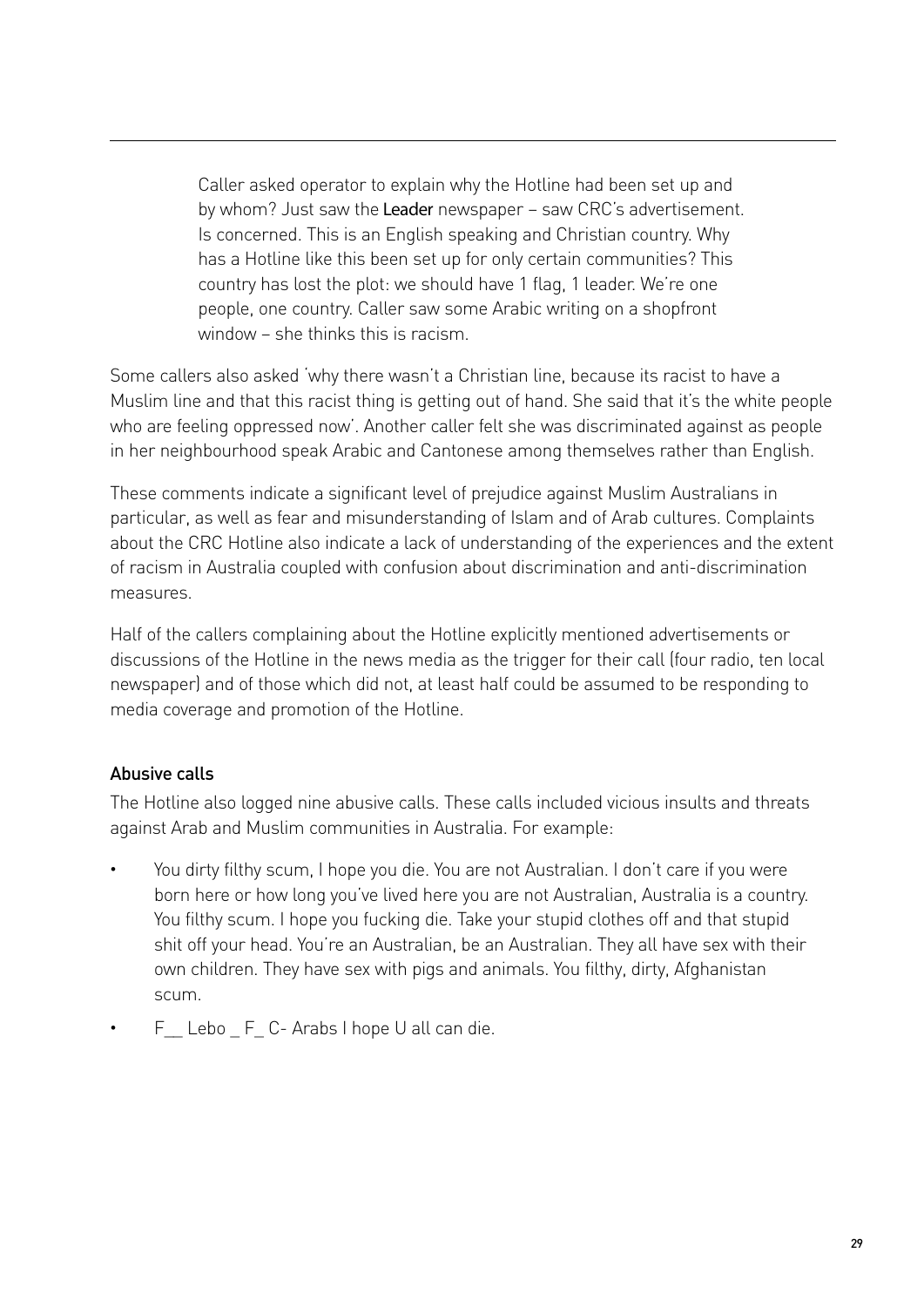> Caller asked operator to explain why the Hotline had been set up and by whom? Just saw the Leader newspaper – saw CRC's advertisement. Is concerned. This is an English speaking and Christian country. Why has a Hotline like this been set up for only certain communities? This country has lost the plot: we should have 1 flag, 1 leader. We're one people, one country. Caller saw some Arabic writing on a shopfront window – she thinks this is racism.

Some callers also asked 'why there wasn't a Christian line, because its racist to have a Muslim line and that this racist thing is getting out of hand. She said that it's the white people who are feeling oppressed now'. Another caller felt she was discriminated against as people in her neighbourhood speak Arabic and Cantonese among themselves rather than English.

These comments indicate a significant level of prejudice against Muslim Australians in particular, as well as fear and misunderstanding of Islam and of Arab cultures. Complaints about the CRC Hotline also indicate a lack of understanding of the experiences and the extent of racism in Australia coupled with confusion about discrimination and anti-discrimination measures.

Half of the callers complaining about the Hotline explicitly mentioned advertisements or discussions of the Hotline in the news media as the trigger for their call (four radio, ten local newspaper) and of those which did not, at least half could be assumed to be responding to media coverage and promotion of the Hotline.

### Abusive calls

The Hotline also logged nine abusive calls. These calls included vicious insults and threats against Arab and Muslim communities in Australia. For example:

- You dirty filthy scum, I hope you die. You are not Australian. I don't care if you were born here or how long you've lived here you are not Australian, Australia is a country. You filthy scum. I hope you fucking die. Take your stupid clothes off and that stupid shit off your head. You're an Australian, be an Australian. They all have sex with their own children. They have sex with pigs and animals. You filthy, dirty, Afghanistan scum.
- F__ Lebo _ F_ C- Arabs I hope U all can die.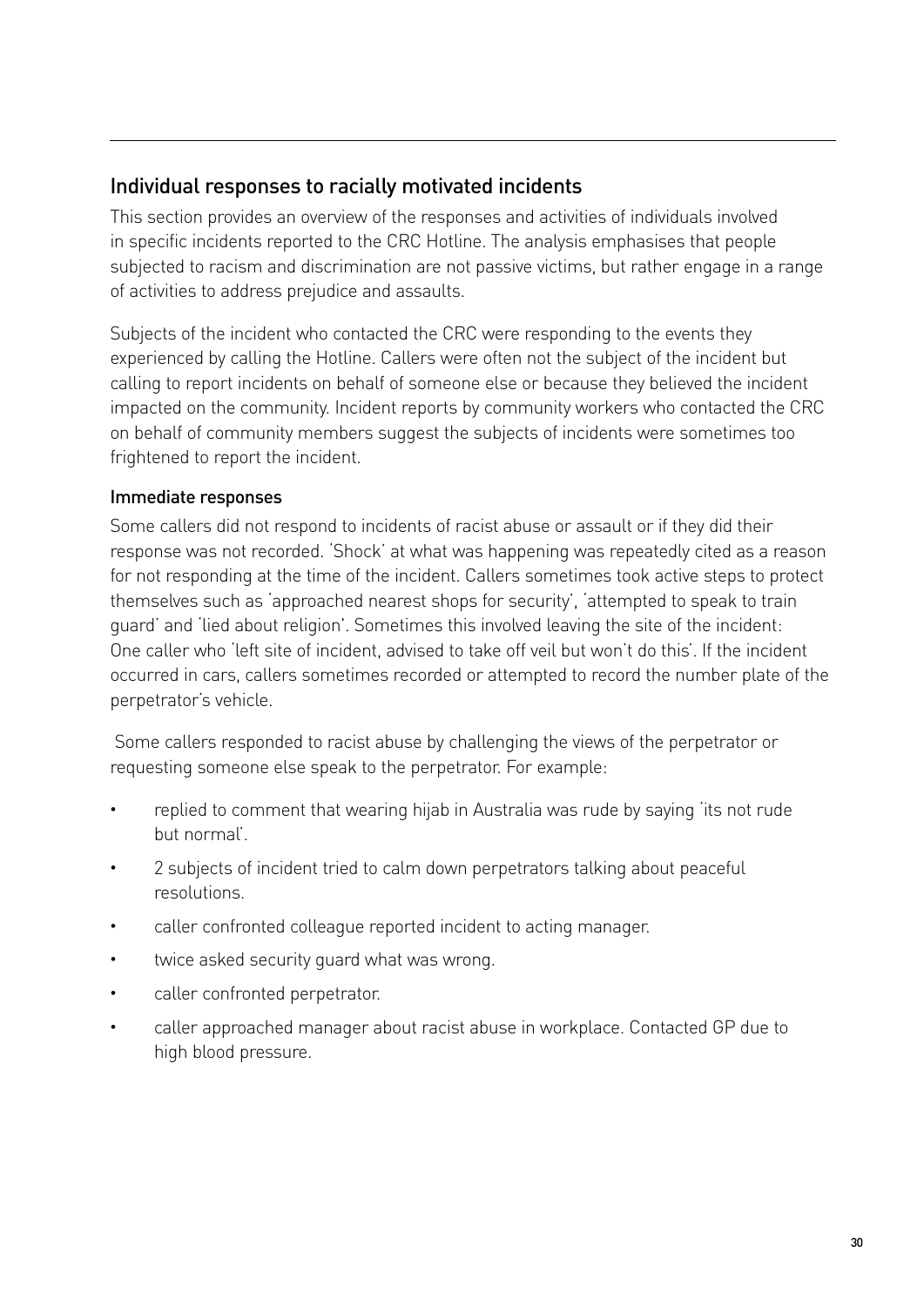## Individual responses to racially motivated incidents

This section provides an overview of the responses and activities of individuals involved in specific incidents reported to the CRC Hotline. The analysis emphasises that people subjected to racism and discrimination are not passive victims, but rather engage in a range of activities to address prejudice and assaults.

Subjects of the incident who contacted the CRC were responding to the events they experienced by calling the Hotline. Callers were often not the subject of the incident but calling to report incidents on behalf of someone else or because they believed the incident impacted on the community. Incident reports by community workers who contacted the CRC on behalf of community members suggest the subjects of incidents were sometimes too frightened to report the incident.

### Immediate responses

Some callers did not respond to incidents of racist abuse or assault or if they did their response was not recorded. 'Shock' at what was happening was repeatedly cited as a reason for not responding at the time of the incident. Callers sometimes took active steps to protect themselves such as 'approached nearest shops for security', 'attempted to speak to train guard' and 'lied about religion'. Sometimes this involved leaving the site of the incident: One caller who 'left site of incident, advised to take off veil but won't do this'. If the incident occurred in cars, callers sometimes recorded or attempted to record the number plate of the perpetrator's vehicle.

Some callers responded to racist abuse by challenging the views of the perpetrator or requesting someone else speak to the perpetrator. For example:

- replied to comment that wearing hijab in Australia was rude by saying 'its not rude but normal'.
- 2 subjects of incident tried to calm down perpetrators talking about peaceful resolutions.
- caller confronted colleague reported incident to acting manager.
- twice asked security guard what was wrong.
- caller confronted perpetrator.
- caller approached manager about racist abuse in workplace. Contacted GP due to high blood pressure.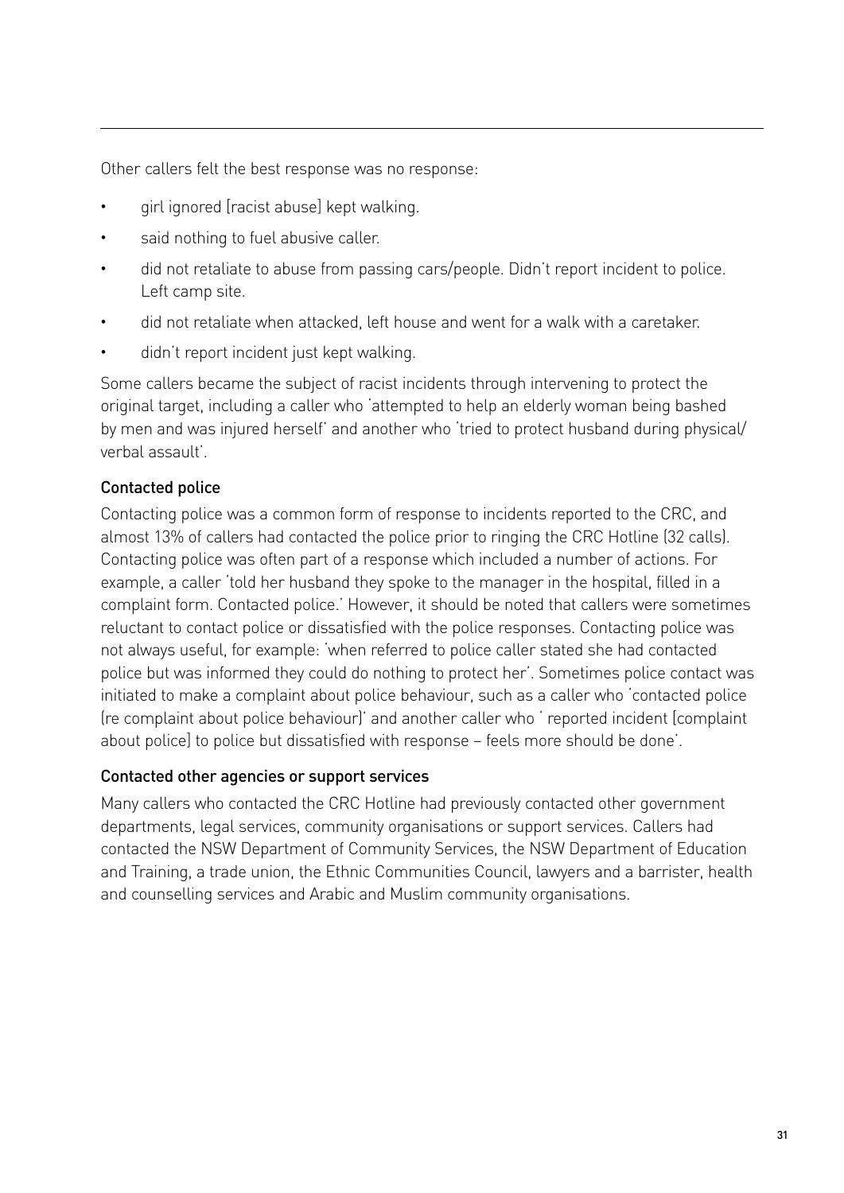Other callers felt the best response was no response:

- girl ignored [racist abuse] kept walking.
- said nothing to fuel abusive caller.
- did not retaliate to abuse from passing cars/people. Didn't report incident to police. Left camp site.
- did not retaliate when attacked, left house and went for a walk with a caretaker.
- didn't report incident just kept walking.

Some callers became the subject of racist incidents through intervening to protect the original target, including a caller who 'attempted to help an elderly woman being bashed by men and was injured herself' and another who 'tried to protect husband during physical/verbal assault'.

### Contacted police

Contacting police was a common form of response to incidents reported to the CRC, and almost 13% of callers had contacted the police prior to ringing the CRC Hotline (32 calls). Contacting police was often part of a response which included a number of actions. For example, a caller 'told her husband they spoke to the manager in the hospital, filled in a complaint form. Contacted police.' However, it should be noted that callers were sometimes reluctant to contact police or dissatisfied with the police responses. Contacting police was not always useful, for example: 'when referred to police caller stated she had contacted police but was informed they could do nothing to protect her'. Sometimes police contact was initiated to make a complaint about police behaviour, such as a caller who 'contacted police (re complaint about police behaviour)' and another caller who ' reported incident [complaint about police] to police but dissatisfied with response – feels more should be done'.

### Contacted other agencies or support services

Many callers who contacted the CRC Hotline had previously contacted other government departments, legal services, community organisations or support services. Callers had contacted the NSW Department of Community Services, the NSW Department of Education and Training, a trade union, the Ethnic Communities Council, lawyers and a barrister, health and counselling services and Arabic and Muslim community organisations.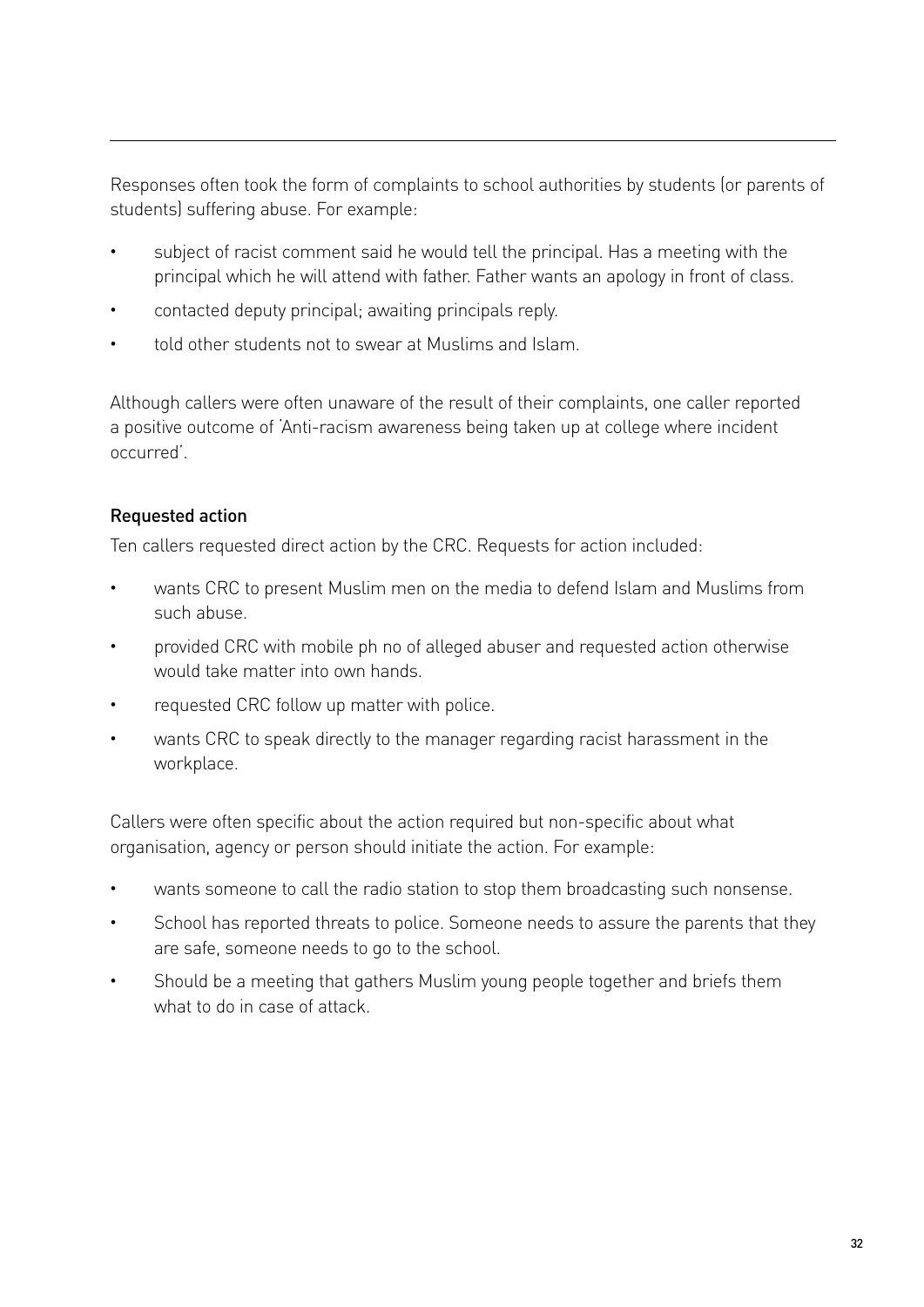Responses often took the form of complaints to school authorities by students (or parents of students) suffering abuse. For example:

- subject of racist comment said he would tell the principal. Has a meeting with the principal which he will attend with father. Father wants an apology in front of class.
- contacted deputy principal; awaiting principals reply.
- told other students not to swear at Muslims and Islam.

Although callers were often unaware of the result of their complaints, one caller reported a positive outcome of 'Anti-racism awareness being taken up at college where incident occurred'.

### Requested action

Ten callers requested direct action by the CRC. Requests for action included:

- wants CRC to present Muslim men on the media to defend Islam and Muslims from such abuse.
- provided CRC with mobile ph no of alleged abuser and requested action otherwise would take matter into own hands.
- requested CRC follow up matter with police.
- wants CRC to speak directly to the manager regarding racist harassment in the workplace.

Callers were often specific about the action required but non-specific about what organisation, agency or person should initiate the action. For example:

- wants someone to call the radio station to stop them broadcasting such nonsense.
- School has reported threats to police. Someone needs to assure the parents that they are safe, someone needs to go to the school.
- Should be a meeting that gathers Muslim young people together and briefs them what to do in case of attack.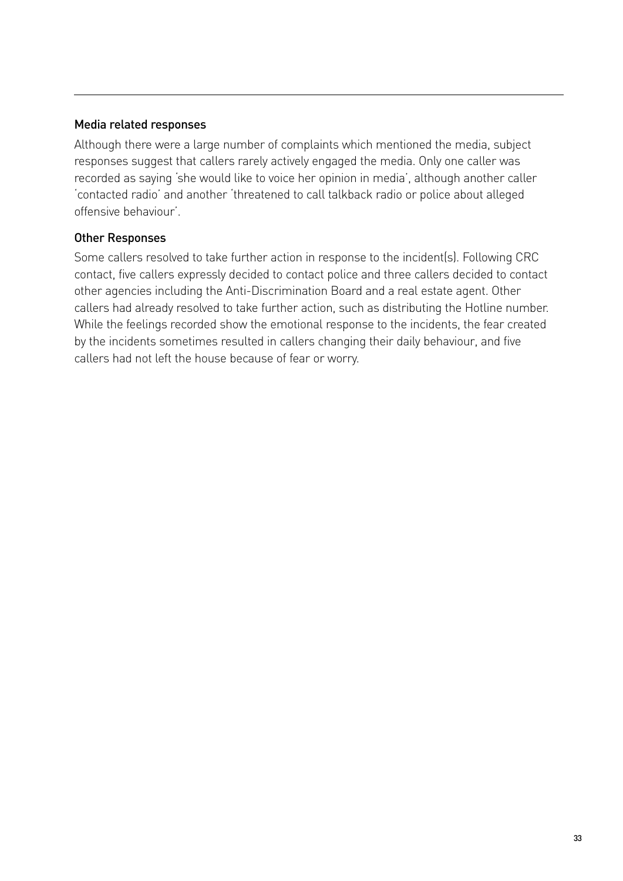### Media related responses

Although there were a large number of complaints which mentioned the media, subject responses suggest that callers rarely actively engaged the media. Only one caller was recorded as saying 'she would like to voice her opinion in media', although another caller 'contacted radio' and another 'threatened to call talkback radio or police about alleged offensive behaviour'.

### Other Responses

Some callers resolved to take further action in response to the incident(s). Following CRC contact, five callers expressly decided to contact police and three callers decided to contact other agencies including the Anti-Discrimination Board and a real estate agent. Other callers had already resolved to take further action, such as distributing the Hotline number. While the feelings recorded show the emotional response to the incidents, the fear created by the incidents sometimes resulted in callers changing their daily behaviour, and five callers had not left the house because of fear or worry.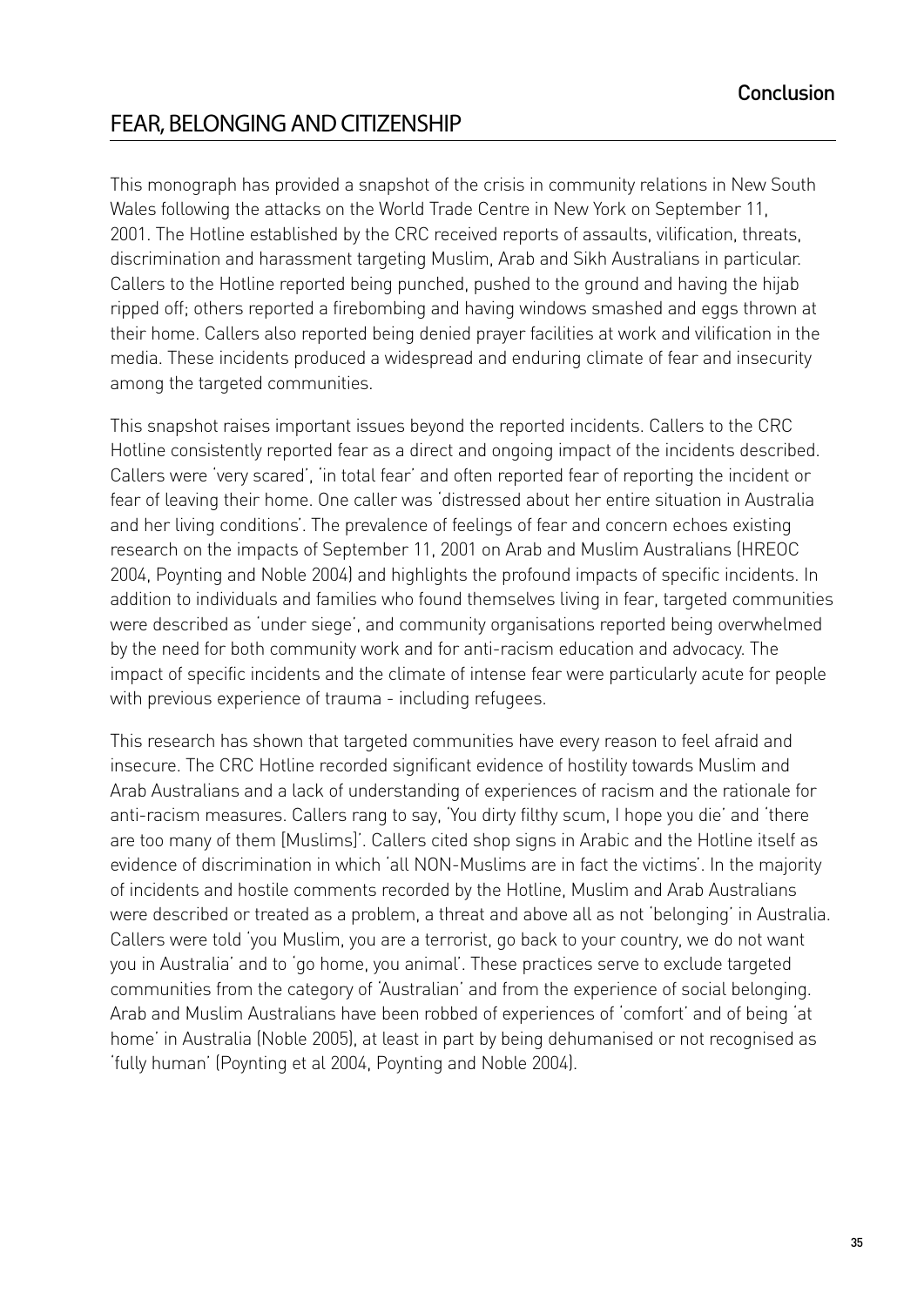## FEAR, BELONGING AND CITIZENSHIP

This monograph has provided a snapshot of the crisis in community relations in New South Wales following the attacks on the World Trade Centre in New York on September 11, 2001. The Hotline established by the CRC received reports of assaults, vilification, threats, discrimination and harassment targeting Muslim, Arab and Sikh Australians in particular. Callers to the Hotline reported being punched, pushed to the ground and having the hijab ripped off; others reported a firebombing and having windows smashed and eggs thrown at their home. Callers also reported being denied prayer facilities at work and vilification in the media. These incidents produced a widespread and enduring climate of fear and insecurity among the targeted communities.

This snapshot raises important issues beyond the reported incidents. Callers to the CRC Hotline consistently reported fear as a direct and ongoing impact of the incidents described. Callers were 'very scared', 'in total fear' and often reported fear of reporting the incident or fear of leaving their home. One caller was 'distressed about her entire situation in Australia and her living conditions'. The prevalence of feelings of fear and concern echoes existing research on the impacts of September 11, 2001 on Arab and Muslim Australians (HREOC 2004, Poynting and Noble 2004) and highlights the profound impacts of specific incidents. In addition to individuals and families who found themselves living in fear, targeted communities were described as 'under siege', and community organisations reported being overwhelmed by the need for both community work and for anti-racism education and advocacy. The impact of specific incidents and the climate of intense fear were particularly acute for people with previous experience of trauma - including refugees.

This research has shown that targeted communities have every reason to feel afraid and insecure. The CRC Hotline recorded significant evidence of hostility towards Muslim and Arab Australians and a lack of understanding of experiences of racism and the rationale for anti-racism measures. Callers rang to say, 'You dirty filthy scum, I hope you die' and 'there are too many of them [Muslims]'. Callers cited shop signs in Arabic and the Hotline itself as evidence of discrimination in which 'all NON-Muslims are in fact the victims'. In the majority of incidents and hostile comments recorded by the Hotline, Muslim and Arab Australians were described or treated as a problem, a threat and above all as not 'belonging' in Australia. Callers were told 'you Muslim, you are a terrorist, go back to your country, we do not want you in Australia' and to 'go home, you animal'. These practices serve to exclude targeted communities from the category of 'Australian' and from the experience of social belonging. Arab and Muslim Australians have been robbed of experiences of 'comfort' and of being 'at home' in Australia (Noble 2005), at least in part by being dehumanised or not recognised as 'fully human' (Poynting et al 2004, Poynting and Noble 2004).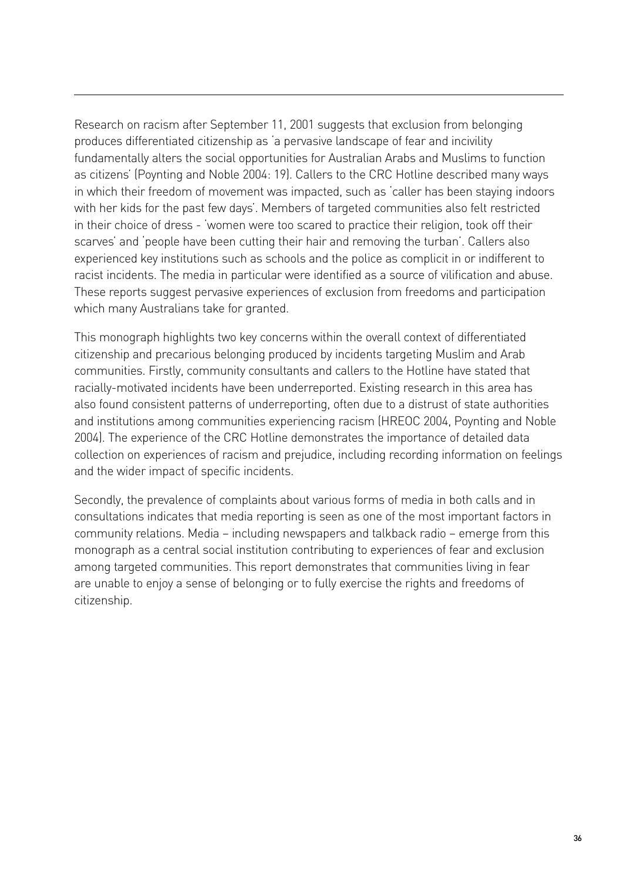Research on racism after September 11, 2001 suggests that exclusion from belonging produces differentiated citizenship as 'a pervasive landscape of fear and incivility fundamentally alters the social opportunities for Australian Arabs and Muslims to function as citizens' (Poynting and Noble 2004: 19). Callers to the CRC Hotline described many ways in which their freedom of movement was impacted, such as 'caller has been staying indoors with her kids for the past few days'. Members of targeted communities also felt restricted in their choice of dress - 'women were too scared to practice their religion, took off their scarves' and 'people have been cutting their hair and removing the turban'. Callers also experienced key institutions such as schools and the police as complicit in or indifferent to racist incidents. The media in particular were identified as a source of vilification and abuse. These reports suggest pervasive experiences of exclusion from freedoms and participation which many Australians take for granted.

This monograph highlights two key concerns within the overall context of differentiated citizenship and precarious belonging produced by incidents targeting Muslim and Arab communities. Firstly, community consultants and callers to the Hotline have stated that racially-motivated incidents have been underreported. Existing research in this area has also found consistent patterns of underreporting, often due to a distrust of state authorities and institutions among communities experiencing racism (HREOC 2004, Poynting and Noble 2004). The experience of the CRC Hotline demonstrates the importance of detailed data collection on experiences of racism and prejudice, including recording information on feelings and the wider impact of specific incidents.

Secondly, the prevalence of complaints about various forms of media in both calls and in consultations indicates that media reporting is seen as one of the most important factors in community relations. Media – including newspapers and talkback radio – emerge from this monograph as a central social institution contributing to experiences of fear and exclusion among targeted communities. This report demonstrates that communities living in fear are unable to enjoy a sense of belonging or to fully exercise the rights and freedoms of citizenship.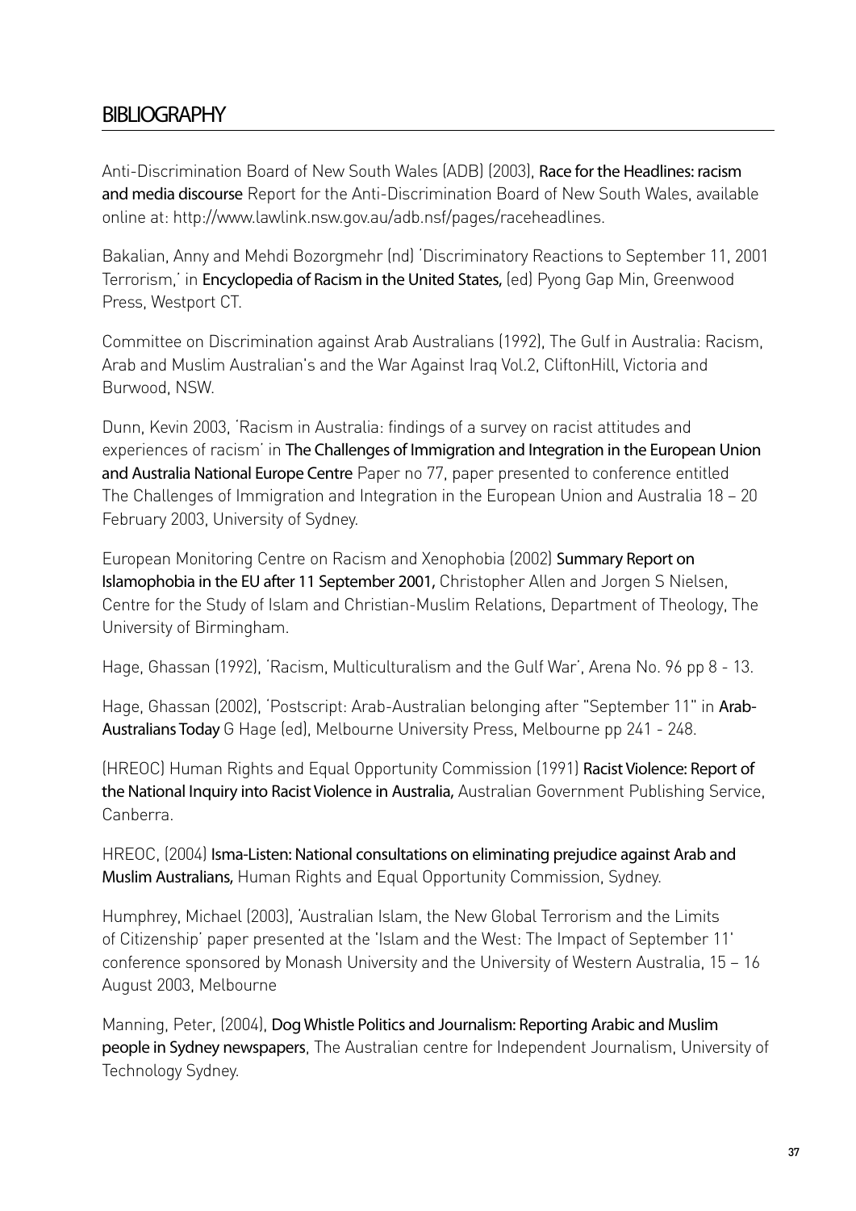## BIBLIOGRAPHY

Anti-Discrimination Board of New South Wales (ADB) (2003), **Race for the Headlines: racism and media discourse** Report for the Anti-Discrimination Board of New South Wales, available online at: http://www.lawlink.nsw.gov.au/adb.nsf/pages/raceheadlines.

Bakalian, Anny and Mehdi Bozorgmehr (nd) 'Discriminatory Reactions to September 11, 2001 Terrorism,' in **Encyclopedia of Racism in the United States,** (ed) Pyong Gap Min, Greenwood Press, Westport CT.

Committee on Discrimination against Arab Australians (1992), The Gulf in Australia: Racism, Arab and Muslim Australian's and the War Against Iraq Vol.2, CliftonHill, Victoria and Burwood, NSW.

Dunn, Kevin 2003, 'Racism in Australia: findings of a survey on racist attitudes and experiences of racism' in **The Challenges of Immigration and Integration in the European Union and Australia National Europe Centre** Paper no 77, paper presented to conference entitled The Challenges of Immigration and Integration in the European Union and Australia 18 – 20 February 2003, University of Sydney.

European Monitoring Centre on Racism and Xenophobia (2002) **Summary Report on Islamophobia in the EU after 11 September 2001,** Christopher Allen and Jorgen S Nielsen, Centre for the Study of Islam and Christian-Muslim Relations, Department of Theology, The University of Birmingham.

Hage, Ghassan (1992), 'Racism, Multiculturalism and the Gulf War', Arena No. 96 pp 8 - 13.

Hage, Ghassan (2002), 'Postscript: Arab-Australian belonging after "September 11" in **Arab-Australians Today** G Hage (ed), Melbourne University Press, Melbourne pp 241 - 248.

(HREOC) Human Rights and Equal Opportunity Commission (1991) **Racist Violence: Report of the National Inquiry into Racist Violence in Australia,** Australian Government Publishing Service, Canberra.

HREOC, (2004) **Isma-Listen: National consultations on eliminating prejudice against Arab and Muslim Australians,** Human Rights and Equal Opportunity Commission, Sydney.

Humphrey, Michael (2003), 'Australian Islam, the New Global Terrorism and the Limits of Citizenship' paper presented at the 'Islam and the West: The Impact of September 11' conference sponsored by Monash University and the University of Western Australia, 15 – 16 August 2003, Melbourne

Manning, Peter, (2004), **Dog Whistle Politics and Journalism: Reporting Arabic and Muslim people in Sydney newspapers**, The Australian centre for Independent Journalism, University of Technology Sydney.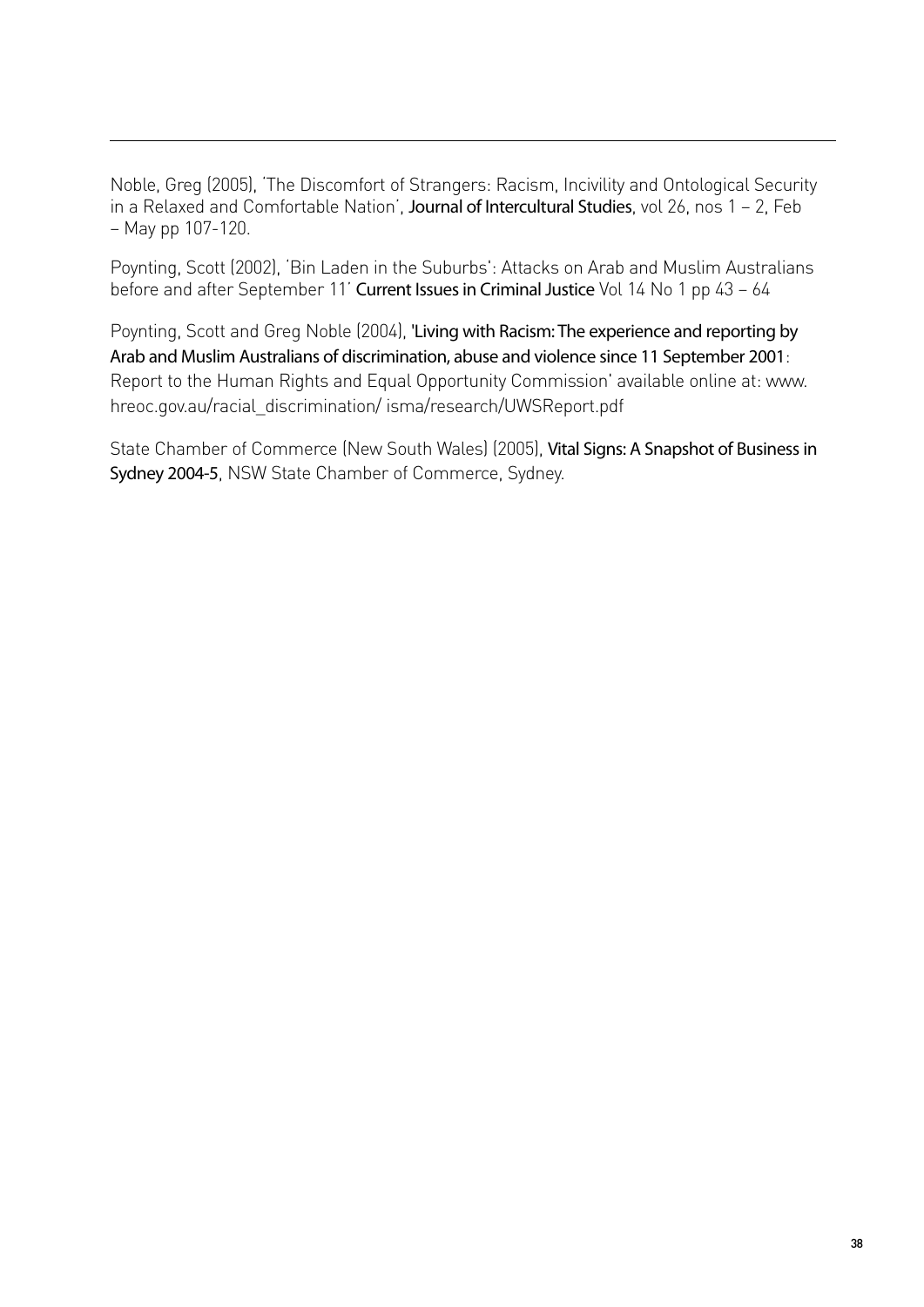Noble, Greg (2005), 'The Discomfort of Strangers: Racism, Incivility and Ontological Security in a Relaxed and Comfortable Nation', **Journal of Intercultural Studies**, vol 26, nos 1 – 2, Feb – May pp 107-120.

Poynting, Scott (2002), 'Bin Laden in the Suburbs': Attacks on Arab and Muslim Australians before and after September 11' **Current Issues in Criminal Justice** Vol 14 No 1 pp 43 – 64

Poynting, Scott and Greg Noble (2004), **'Living with Racism: The experience and reporting by Arab and Muslim Australians of discrimination, abuse and violence since 11 September 2001**: Report to the Human Rights and Equal Opportunity Commission' available online at: www.hreoc.gov.au/racial_discrimination/ isma/research/UWSReport.pdf

State Chamber of Commerce (New South Wales) (2005), **Vital Signs: A Snapshot of Business in Sydney 2004-5**, NSW State Chamber of Commerce, Sydney.